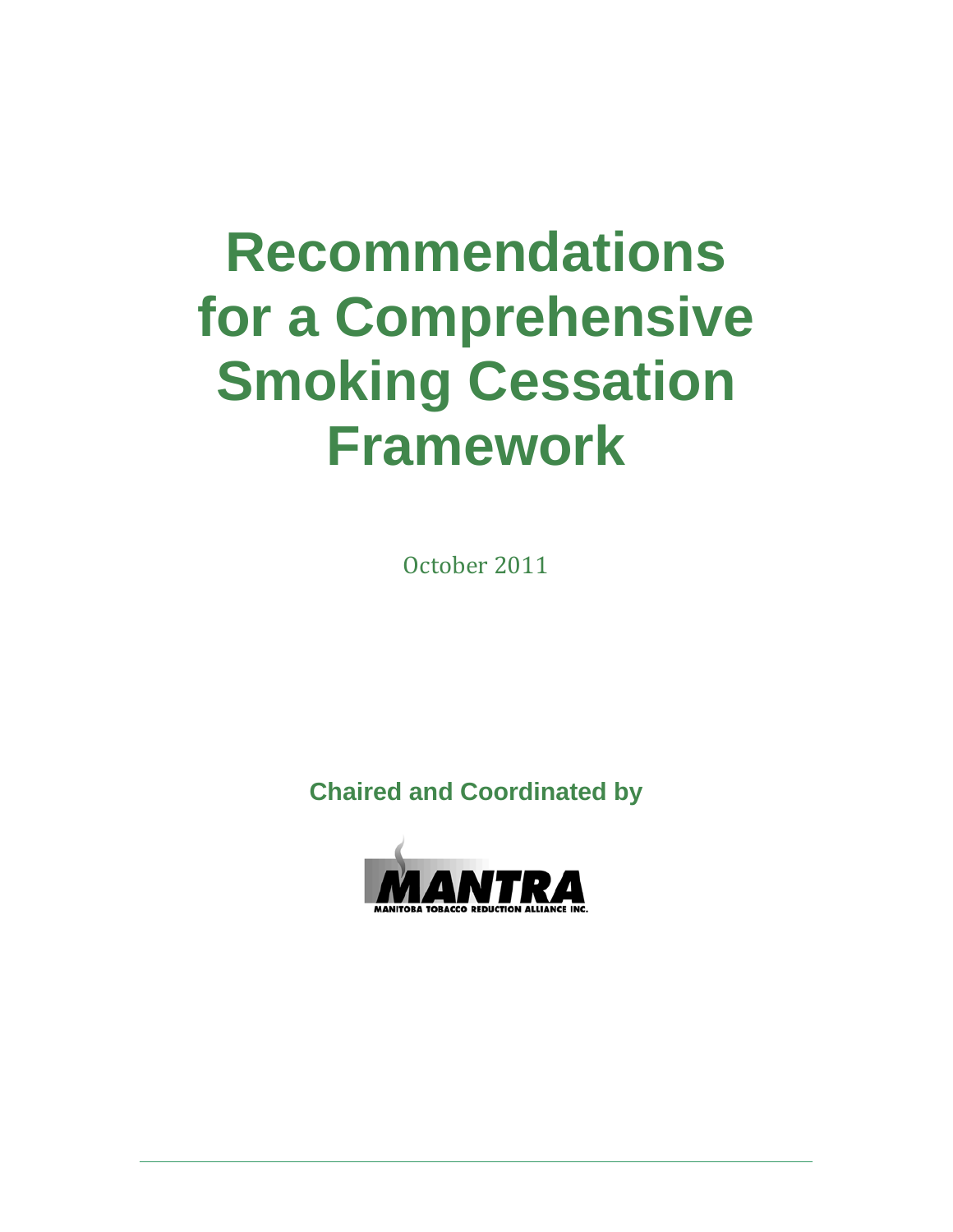# Recommendations for a Comprehensive Smoking Cessation Framework

October 2011

**Chaired and Coordinated by**

MANTRA

MANITOBA TOBACCO REDUCTION ALLIANCE INC.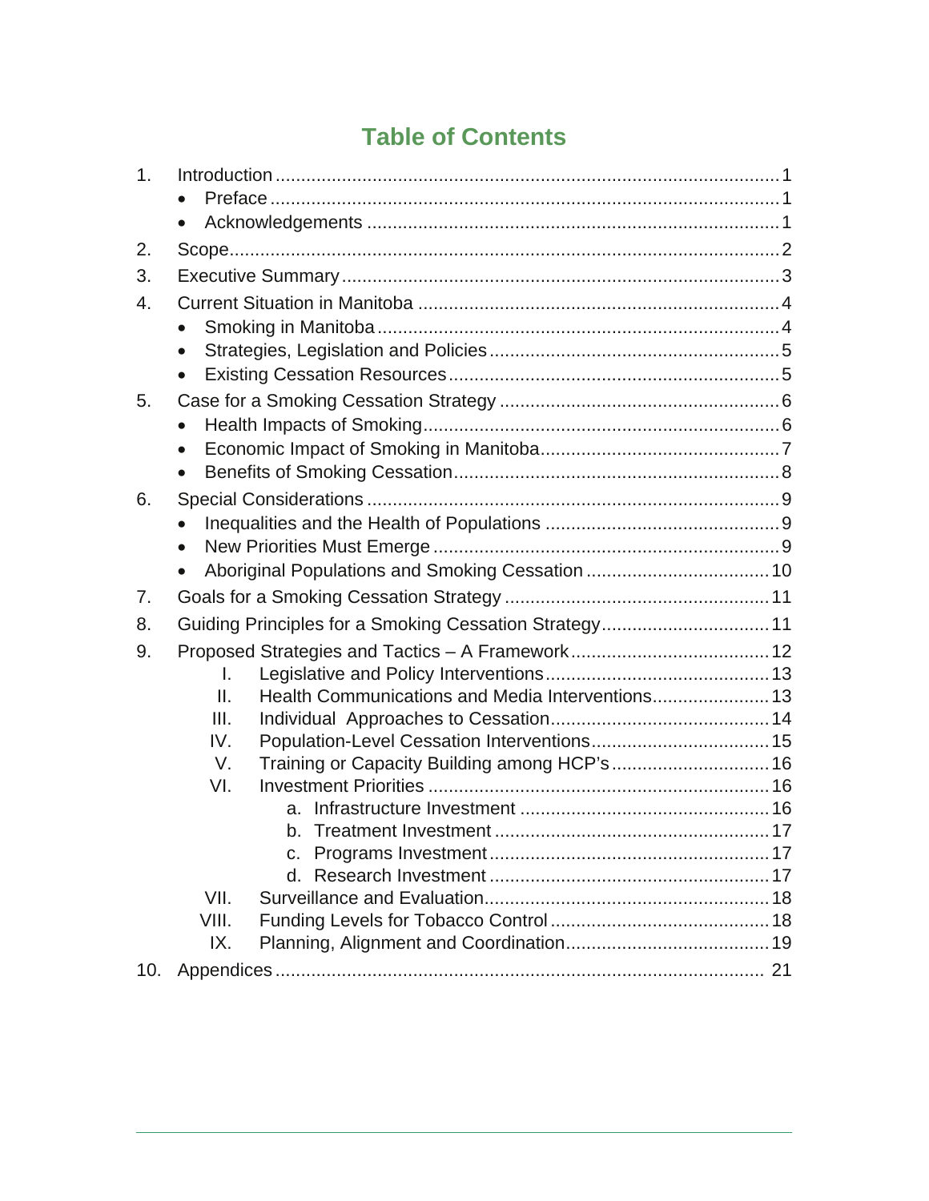# Table of Contents

1. Introduction ... 1
   - Preface ... 1
   - Acknowledgements ... 1
2. Scope ... 2
3. Executive Summary ... 3
4. Current Situation in Manitoba ... 4
   - Smoking in Manitoba ... 4
   - Strategies, Legislation and Policies ... 5
   - Existing Cessation Resources ... 5
5. Case for a Smoking Cessation Strategy ... 6
   - Health Impacts of Smoking ... 6
   - Economic Impact of Smoking in Manitoba ... 7
   - Benefits of Smoking Cessation ... 8
6. Special Considerations ... 9
   - Inequalities and the Health of Populations ... 9
   - New Priorities Must Emerge ... 9
   - Aboriginal Populations and Smoking Cessation ... 10
7. Goals for a Smoking Cessation Strategy ... 11
8. Guiding Principles for a Smoking Cessation Strategy ... 11
9. Proposed Strategies and Tactics – A Framework ... 12
   - I. Legislative and Policy Interventions ... 13
   - II. Health Communications and Media Interventions ... 13
   - III. Individual Approaches to Cessation ... 14
   - IV. Population-Level Cessation Interventions ... 15
   - V. Training or Capacity Building among HCP's ... 16
   - VI. Investment Priorities ... 16
     - a. Infrastructure Investment ... 16
     - b. Treatment Investment ... 17
     - c. Programs Investment ... 17
     - d. Research Investment ... 17
   - VII. Surveillance and Evaluation ... 18
   - VIII. Funding Levels for Tobacco Control ... 18
   - IX. Planning, Alignment and Coordination ... 19
10. Appendices ... 21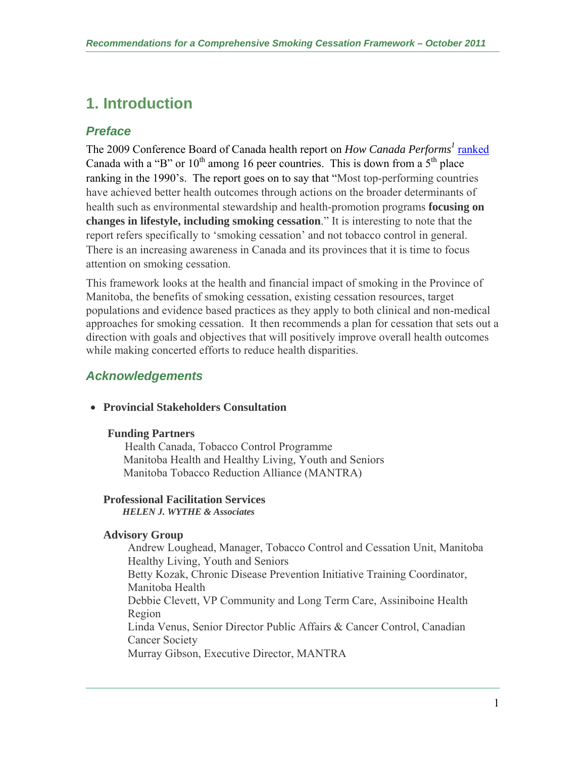# 1. Introduction

## *Preface*

The 2009 Conference Board of Canada health report on *How Canada Performs*[1] ranked Canada with a "B" or 10th among 16 peer countries. This is down from a 5th place ranking in the 1990's. The report goes on to say that "Most top-performing countries have achieved better health outcomes through actions on the broader determinants of health such as environmental stewardship and health-promotion programs **focusing on changes in lifestyle, including smoking cessation**." It is interesting to note that the report refers specifically to 'smoking cessation' and not tobacco control in general. There is an increasing awareness in Canada and its provinces that it is time to focus attention on smoking cessation.

This framework looks at the health and financial impact of smoking in the Province of Manitoba, the benefits of smoking cessation, existing cessation resources, target populations and evidence based practices as they apply to both clinical and non-medical approaches for smoking cessation. It then recommends a plan for cessation that sets out a direction with goals and objectives that will positively improve overall health outcomes while making concerted efforts to reduce health disparities.

## *Acknowledgements*

- **Provincial Stakeholders Consultation**

**Funding Partners**

Health Canada, Tobacco Control Programme
Manitoba Health and Healthy Living, Youth and Seniors
Manitoba Tobacco Reduction Alliance (MANTRA)

**Professional Facilitation Services**

***HELEN J. WYTHE & Associates***

**Advisory Group**

Andrew Loughead, Manager, Tobacco Control and Cessation Unit, Manitoba Healthy Living, Youth and Seniors
Betty Kozak, Chronic Disease Prevention Initiative Training Coordinator, Manitoba Health
Debbie Clevett, VP Community and Long Term Care, Assiniboine Health Region
Linda Venus, Senior Director Public Affairs & Cancer Control, Canadian Cancer Society
Murray Gibson, Executive Director, MANTRA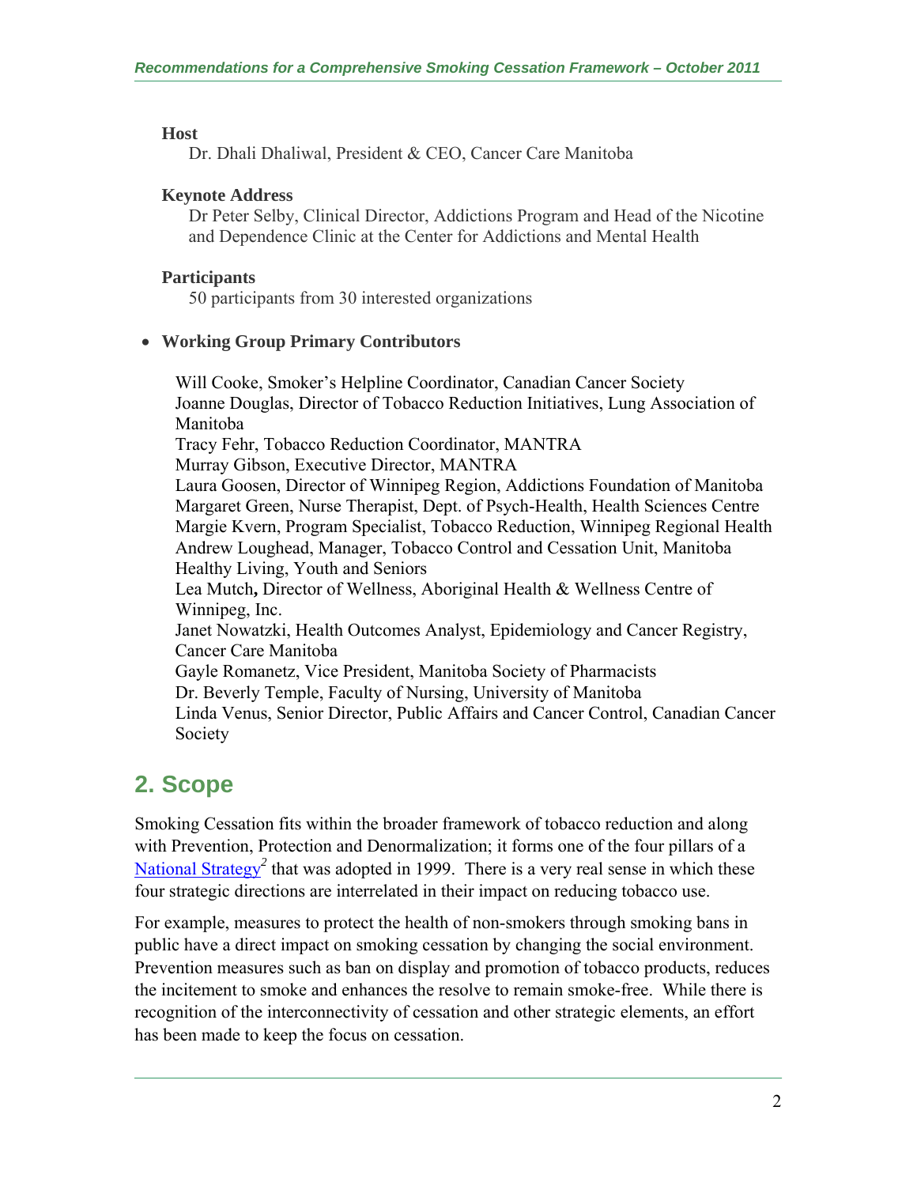**Host**

Dr. Dhali Dhaliwal, President & CEO, Cancer Care Manitoba

**Keynote Address**

Dr Peter Selby, Clinical Director, Addictions Program and Head of the Nicotine and Dependence Clinic at the Center for Addictions and Mental Health

**Participants**

50 participants from 30 interested organizations

- **Working Group Primary Contributors**

  Will Cooke, Smoker's Helpline Coordinator, Canadian Cancer Society
  Joanne Douglas, Director of Tobacco Reduction Initiatives, Lung Association of Manitoba
  Tracy Fehr, Tobacco Reduction Coordinator, MANTRA
  Murray Gibson, Executive Director, MANTRA
  Laura Goosen, Director of Winnipeg Region, Addictions Foundation of Manitoba
  Margaret Green, Nurse Therapist, Dept. of Psych-Health, Health Sciences Centre
  Margie Kvern, Program Specialist, Tobacco Reduction, Winnipeg Regional Health
  Andrew Loughead, Manager, Tobacco Control and Cessation Unit, Manitoba Healthy Living, Youth and Seniors
  Lea Mutch**,** Director of Wellness, Aboriginal Health & Wellness Centre of Winnipeg, Inc.
  Janet Nowatzki, Health Outcomes Analyst, Epidemiology and Cancer Registry, Cancer Care Manitoba
  Gayle Romanetz, Vice President, Manitoba Society of Pharmacists
  Dr. Beverly Temple, Faculty of Nursing, University of Manitoba
  Linda Venus, Senior Director, Public Affairs and Cancer Control, Canadian Cancer Society

## 2. Scope

Smoking Cessation fits within the broader framework of tobacco reduction and along with Prevention, Protection and Denormalization; it forms one of the four pillars of a National Strategy[2] that was adopted in 1999. There is a very real sense in which these four strategic directions are interrelated in their impact on reducing tobacco use.

For example, measures to protect the health of non-smokers through smoking bans in public have a direct impact on smoking cessation by changing the social environment. Prevention measures such as ban on display and promotion of tobacco products, reduces the incitement to smoke and enhances the resolve to remain smoke-free. While there is recognition of the interconnectivity of cessation and other strategic elements, an effort has been made to keep the focus on cessation.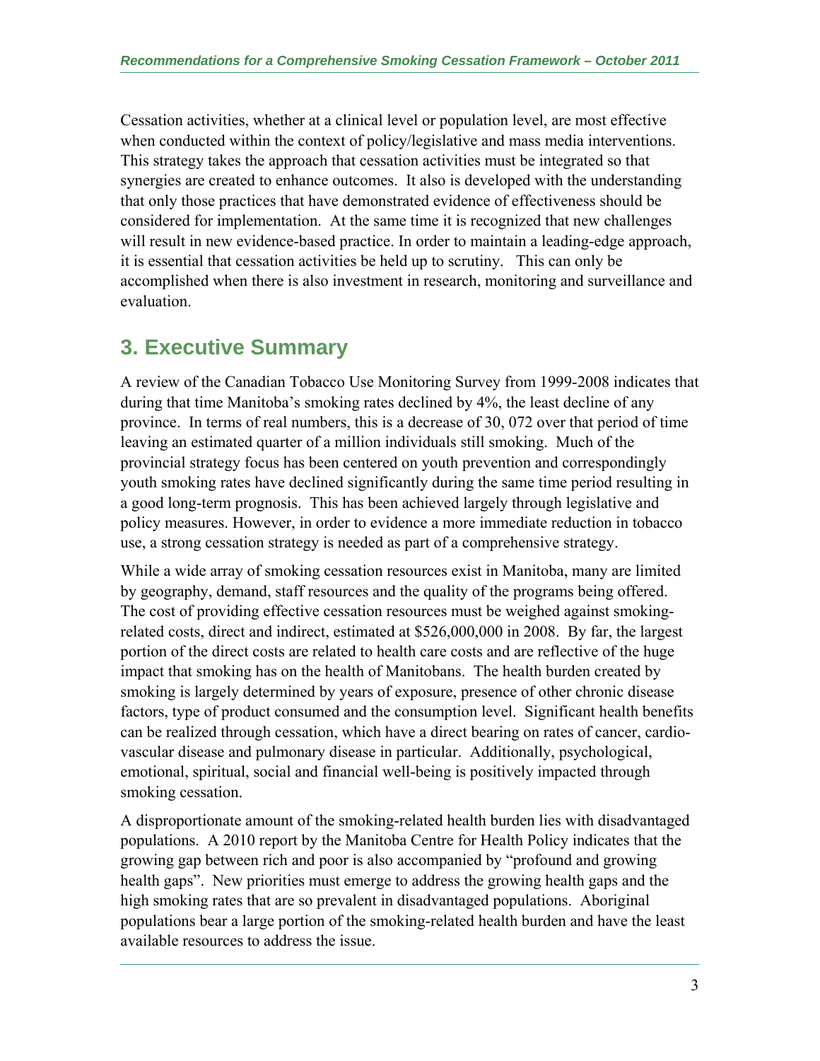Cessation activities, whether at a clinical level or population level, are most effective when conducted within the context of policy/legislative and mass media interventions. This strategy takes the approach that cessation activities must be integrated so that synergies are created to enhance outcomes. It also is developed with the understanding that only those practices that have demonstrated evidence of effectiveness should be considered for implementation. At the same time it is recognized that new challenges will result in new evidence-based practice. In order to maintain a leading-edge approach, it is essential that cessation activities be held up to scrutiny. This can only be accomplished when there is also investment in research, monitoring and surveillance and evaluation.

## 3. Executive Summary

A review of the Canadian Tobacco Use Monitoring Survey from 1999-2008 indicates that during that time Manitoba's smoking rates declined by 4%, the least decline of any province. In terms of real numbers, this is a decrease of 30, 072 over that period of time leaving an estimated quarter of a million individuals still smoking. Much of the provincial strategy focus has been centered on youth prevention and correspondingly youth smoking rates have declined significantly during the same time period resulting in a good long-term prognosis. This has been achieved largely through legislative and policy measures. However, in order to evidence a more immediate reduction in tobacco use, a strong cessation strategy is needed as part of a comprehensive strategy.

While a wide array of smoking cessation resources exist in Manitoba, many are limited by geography, demand, staff resources and the quality of the programs being offered. The cost of providing effective cessation resources must be weighed against smoking-related costs, direct and indirect, estimated at $526,000,000 in 2008. By far, the largest portion of the direct costs are related to health care costs and are reflective of the huge impact that smoking has on the health of Manitobans. The health burden created by smoking is largely determined by years of exposure, presence of other chronic disease factors, type of product consumed and the consumption level. Significant health benefits can be realized through cessation, which have a direct bearing on rates of cancer, cardio-vascular disease and pulmonary disease in particular. Additionally, psychological, emotional, spiritual, social and financial well-being is positively impacted through smoking cessation.

A disproportionate amount of the smoking-related health burden lies with disadvantaged populations. A 2010 report by the Manitoba Centre for Health Policy indicates that the growing gap between rich and poor is also accompanied by "profound and growing health gaps". New priorities must emerge to address the growing health gaps and the high smoking rates that are so prevalent in disadvantaged populations. Aboriginal populations bear a large portion of the smoking-related health burden and have the least available resources to address the issue.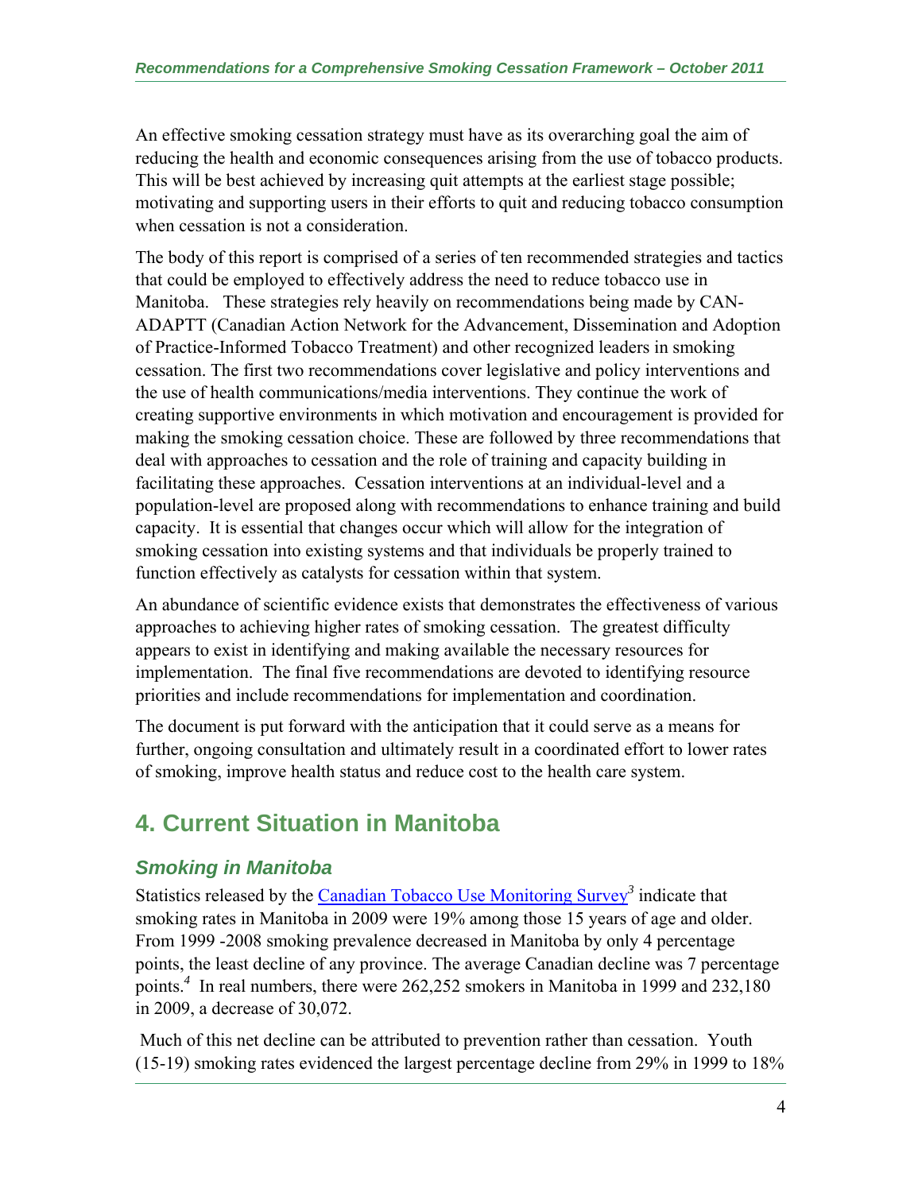An effective smoking cessation strategy must have as its overarching goal the aim of reducing the health and economic consequences arising from the use of tobacco products. This will be best achieved by increasing quit attempts at the earliest stage possible; motivating and supporting users in their efforts to quit and reducing tobacco consumption when cessation is not a consideration.

The body of this report is comprised of a series of ten recommended strategies and tactics that could be employed to effectively address the need to reduce tobacco use in Manitoba. These strategies rely heavily on recommendations being made by CAN-ADAPTT (Canadian Action Network for the Advancement, Dissemination and Adoption of Practice-Informed Tobacco Treatment) and other recognized leaders in smoking cessation. The first two recommendations cover legislative and policy interventions and the use of health communications/media interventions. They continue the work of creating supportive environments in which motivation and encouragement is provided for making the smoking cessation choice. These are followed by three recommendations that deal with approaches to cessation and the role of training and capacity building in facilitating these approaches. Cessation interventions at an individual-level and a population-level are proposed along with recommendations to enhance training and build capacity. It is essential that changes occur which will allow for the integration of smoking cessation into existing systems and that individuals be properly trained to function effectively as catalysts for cessation within that system.

An abundance of scientific evidence exists that demonstrates the effectiveness of various approaches to achieving higher rates of smoking cessation. The greatest difficulty appears to exist in identifying and making available the necessary resources for implementation. The final five recommendations are devoted to identifying resource priorities and include recommendations for implementation and coordination.

The document is put forward with the anticipation that it could serve as a means for further, ongoing consultation and ultimately result in a coordinated effort to lower rates of smoking, improve health status and reduce cost to the health care system.

# 4. Current Situation in Manitoba

## *Smoking in Manitoba*

Statistics released by the Canadian Tobacco Use Monitoring Survey[3] indicate that smoking rates in Manitoba in 2009 were 19% among those 15 years of age and older. From 1999 -2008 smoking prevalence decreased in Manitoba by only 4 percentage points, the least decline of any province. The average Canadian decline was 7 percentage points.[4] In real numbers, there were 262,252 smokers in Manitoba in 1999 and 232,180 in 2009, a decrease of 30,072.

Much of this net decline can be attributed to prevention rather than cessation. Youth (15-19) smoking rates evidenced the largest percentage decline from 29% in 1999 to 18%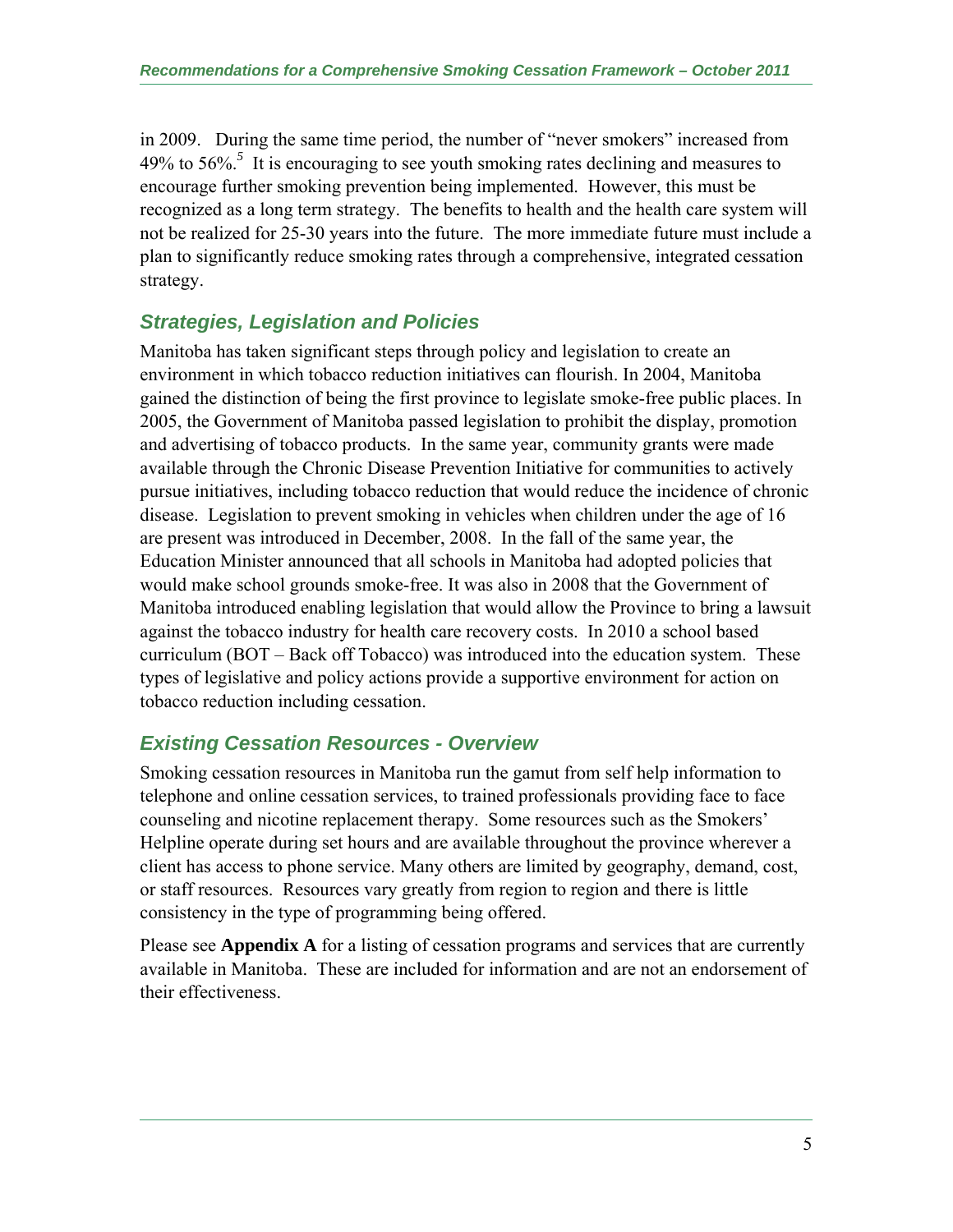in 2009. During the same time period, the number of "never smokers" increased from 49% to 56%.[5] It is encouraging to see youth smoking rates declining and measures to encourage further smoking prevention being implemented. However, this must be recognized as a long term strategy. The benefits to health and the health care system will not be realized for 25-30 years into the future. The more immediate future must include a plan to significantly reduce smoking rates through a comprehensive, integrated cessation strategy.

## *Strategies, Legislation and Policies*

Manitoba has taken significant steps through policy and legislation to create an environment in which tobacco reduction initiatives can flourish. In 2004, Manitoba gained the distinction of being the first province to legislate smoke-free public places. In 2005, the Government of Manitoba passed legislation to prohibit the display, promotion and advertising of tobacco products. In the same year, community grants were made available through the Chronic Disease Prevention Initiative for communities to actively pursue initiatives, including tobacco reduction that would reduce the incidence of chronic disease. Legislation to prevent smoking in vehicles when children under the age of 16 are present was introduced in December, 2008. In the fall of the same year, the Education Minister announced that all schools in Manitoba had adopted policies that would make school grounds smoke-free. It was also in 2008 that the Government of Manitoba introduced enabling legislation that would allow the Province to bring a lawsuit against the tobacco industry for health care recovery costs. In 2010 a school based curriculum (BOT – Back off Tobacco) was introduced into the education system. These types of legislative and policy actions provide a supportive environment for action on tobacco reduction including cessation.

## *Existing Cessation Resources - Overview*

Smoking cessation resources in Manitoba run the gamut from self help information to telephone and online cessation services, to trained professionals providing face to face counseling and nicotine replacement therapy. Some resources such as the Smokers' Helpline operate during set hours and are available throughout the province wherever a client has access to phone service. Many others are limited by geography, demand, cost, or staff resources. Resources vary greatly from region to region and there is little consistency in the type of programming being offered.

Please see **Appendix A** for a listing of cessation programs and services that are currently available in Manitoba. These are included for information and are not an endorsement of their effectiveness.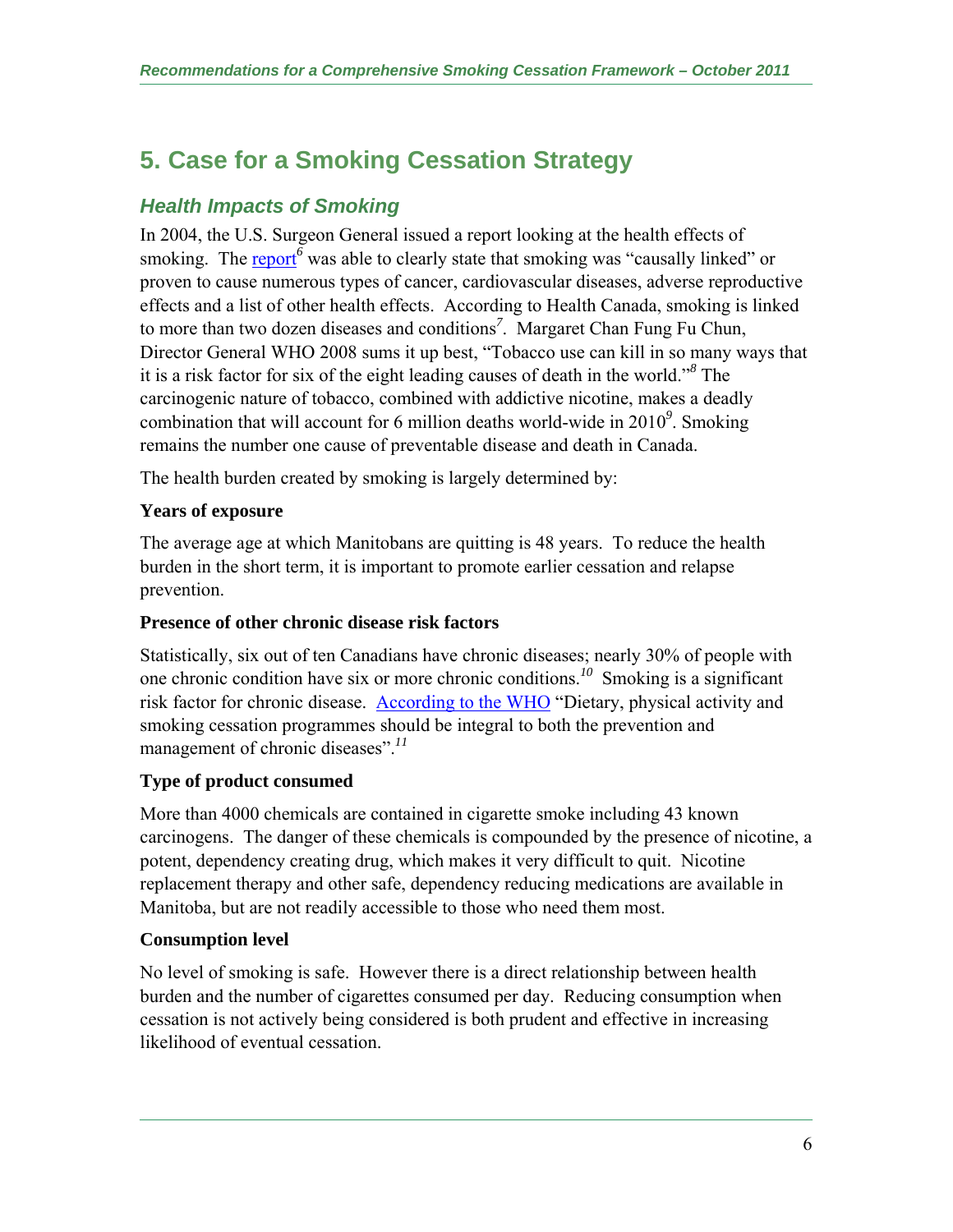# 5. Case for a Smoking Cessation Strategy

## Health Impacts of Smoking

In 2004, the U.S. Surgeon General issued a report looking at the health effects of smoking. The report[6] was able to clearly state that smoking was "causally linked" or proven to cause numerous types of cancer, cardiovascular diseases, adverse reproductive effects and a list of other health effects. According to Health Canada, smoking is linked to more than two dozen diseases and conditions[7]. Margaret Chan Fung Fu Chun, Director General WHO 2008 sums it up best, "Tobacco use can kill in so many ways that it is a risk factor for six of the eight leading causes of death in the world."[8] The carcinogenic nature of tobacco, combined with addictive nicotine, makes a deadly combination that will account for 6 million deaths world-wide in 2010[9]. Smoking remains the number one cause of preventable disease and death in Canada.

The health burden created by smoking is largely determined by:

**Years of exposure**

The average age at which Manitobans are quitting is 48 years. To reduce the health burden in the short term, it is important to promote earlier cessation and relapse prevention.

**Presence of other chronic disease risk factors**

Statistically, six out of ten Canadians have chronic diseases; nearly 30% of people with one chronic condition have six or more chronic conditions.[10] Smoking is a significant risk factor for chronic disease. According to the WHO "Dietary, physical activity and smoking cessation programmes should be integral to both the prevention and management of chronic diseases".[11]

**Type of product consumed**

More than 4000 chemicals are contained in cigarette smoke including 43 known carcinogens. The danger of these chemicals is compounded by the presence of nicotine, a potent, dependency creating drug, which makes it very difficult to quit. Nicotine replacement therapy and other safe, dependency reducing medications are available in Manitoba, but are not readily accessible to those who need them most.

**Consumption level**

No level of smoking is safe. However there is a direct relationship between health burden and the number of cigarettes consumed per day. Reducing consumption when cessation is not actively being considered is both prudent and effective in increasing likelihood of eventual cessation.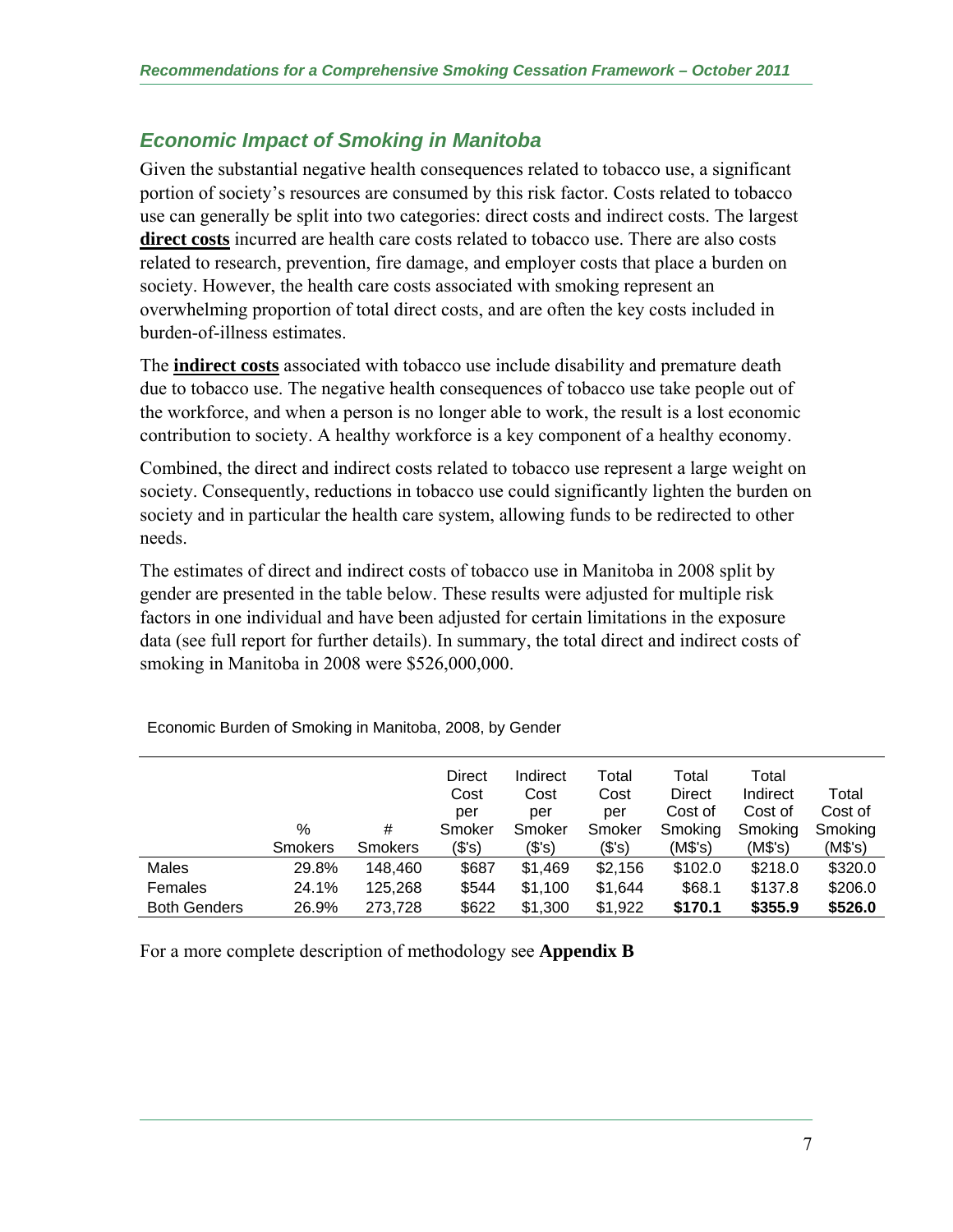## *Economic Impact of Smoking in Manitoba*

Given the substantial negative health consequences related to tobacco use, a significant portion of society's resources are consumed by this risk factor. Costs related to tobacco use can generally be split into two categories: direct costs and indirect costs. The largest **direct costs** incurred are health care costs related to tobacco use. There are also costs related to research, prevention, fire damage, and employer costs that place a burden on society. However, the health care costs associated with smoking represent an overwhelming proportion of total direct costs, and are often the key costs included in burden-of-illness estimates.

The **indirect costs** associated with tobacco use include disability and premature death due to tobacco use. The negative health consequences of tobacco use take people out of the workforce, and when a person is no longer able to work, the result is a lost economic contribution to society. A healthy workforce is a key component of a healthy economy.

Combined, the direct and indirect costs related to tobacco use represent a large weight on society. Consequently, reductions in tobacco use could significantly lighten the burden on society and in particular the health care system, allowing funds to be redirected to other needs.

The estimates of direct and indirect costs of tobacco use in Manitoba in 2008 split by gender are presented in the table below. These results were adjusted for multiple risk factors in one individual and have been adjusted for certain limitations in the exposure data (see full report for further details). In summary, the total direct and indirect costs of smoking in Manitoba in 2008 were $526,000,000.

Economic Burden of Smoking in Manitoba, 2008, by Gender

| | % Smokers | # Smokers | Direct Cost per Smoker ($'s) | Indirect Cost per Smoker ($'s) | Total Cost per Smoker ($'s) | Total Direct Cost of Smoking (M$'s) | Total Indirect Cost of Smoking (M$'s) | Total Cost of Smoking (M$'s) |
|---|---|---|---|---|---|---|---|---|
| Males | 29.8% | 148,460 | $687 | $1,469 | $2,156 | $102.0 | $218.0 | $320.0 |
| Females | 24.1% | 125,268 | $544 | $1,100 | $1,644 | $68.1 | $137.8 | $206.0 |
| Both Genders | 26.9% | 273,728 | $622 | $1,300 | $1,922 | **$170.1** | **$355.9** | **$526.0** |

For a more complete description of methodology see **Appendix B**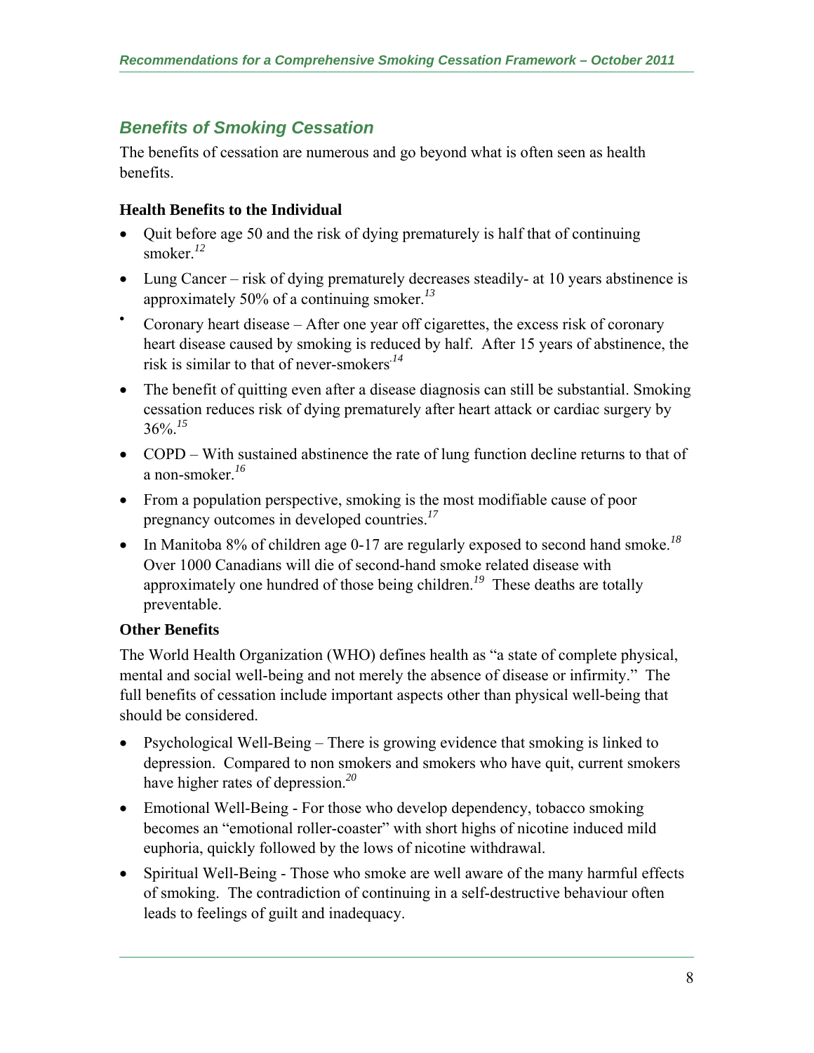## *Benefits of Smoking Cessation*

The benefits of cessation are numerous and go beyond what is often seen as health benefits.

### Health Benefits to the Individual

- Quit before age 50 and the risk of dying prematurely is half that of continuing smoker.[12]
- Lung Cancer – risk of dying prematurely decreases steadily- at 10 years abstinence is approximately 50% of a continuing smoker.[13]
- Coronary heart disease – After one year off cigarettes, the excess risk of coronary heart disease caused by smoking is reduced by half. After 15 years of abstinence, the risk is similar to that of never-smokers.[14]
- The benefit of quitting even after a disease diagnosis can still be substantial. Smoking cessation reduces risk of dying prematurely after heart attack or cardiac surgery by 36%.[15]
- COPD – With sustained abstinence the rate of lung function decline returns to that of a non-smoker.[16]
- From a population perspective, smoking is the most modifiable cause of poor pregnancy outcomes in developed countries.[17]
- In Manitoba 8% of children age 0-17 are regularly exposed to second hand smoke.[18] Over 1000 Canadians will die of second-hand smoke related disease with approximately one hundred of those being children.[19] These deaths are totally preventable.

### Other Benefits

The World Health Organization (WHO) defines health as "a state of complete physical, mental and social well-being and not merely the absence of disease or infirmity." The full benefits of cessation include important aspects other than physical well-being that should be considered.

- Psychological Well-Being – There is growing evidence that smoking is linked to depression. Compared to non smokers and smokers who have quit, current smokers have higher rates of depression.[20]
- Emotional Well-Being - For those who develop dependency, tobacco smoking becomes an "emotional roller-coaster" with short highs of nicotine induced mild euphoria, quickly followed by the lows of nicotine withdrawal.
- Spiritual Well-Being - Those who smoke are well aware of the many harmful effects of smoking. The contradiction of continuing in a self-destructive behaviour often leads to feelings of guilt and inadequacy.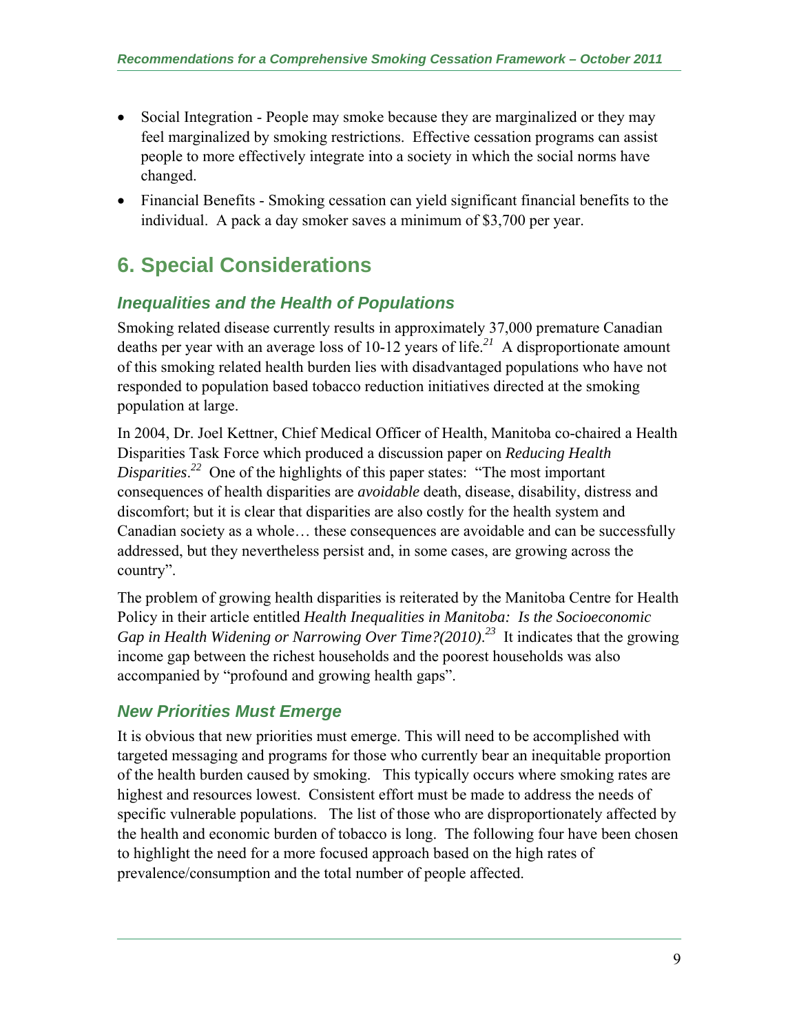- Social Integration - People may smoke because they are marginalized or they may feel marginalized by smoking restrictions. Effective cessation programs can assist people to more effectively integrate into a society in which the social norms have changed.
- Financial Benefits - Smoking cessation can yield significant financial benefits to the individual. A pack a day smoker saves a minimum of $3,700 per year.

# 6. Special Considerations

## *Inequalities and the Health of Populations*

Smoking related disease currently results in approximately 37,000 premature Canadian deaths per year with an average loss of 10-12 years of life.[21] A disproportionate amount of this smoking related health burden lies with disadvantaged populations who have not responded to population based tobacco reduction initiatives directed at the smoking population at large.

In 2004, Dr. Joel Kettner, Chief Medical Officer of Health, Manitoba co-chaired a Health Disparities Task Force which produced a discussion paper on *Reducing Health Disparities*.[22] One of the highlights of this paper states: "The most important consequences of health disparities are *avoidable* death, disease, disability, distress and discomfort; but it is clear that disparities are also costly for the health system and Canadian society as a whole… these consequences are avoidable and can be successfully addressed, but they nevertheless persist and, in some cases, are growing across the country".

The problem of growing health disparities is reiterated by the Manitoba Centre for Health Policy in their article entitled *Health Inequalities in Manitoba: Is the Socioeconomic Gap in Health Widening or Narrowing Over Time?(2010)*.[23] It indicates that the growing income gap between the richest households and the poorest households was also accompanied by "profound and growing health gaps".

## *New Priorities Must Emerge*

It is obvious that new priorities must emerge. This will need to be accomplished with targeted messaging and programs for those who currently bear an inequitable proportion of the health burden caused by smoking. This typically occurs where smoking rates are highest and resources lowest. Consistent effort must be made to address the needs of specific vulnerable populations. The list of those who are disproportionately affected by the health and economic burden of tobacco is long. The following four have been chosen to highlight the need for a more focused approach based on the high rates of prevalence/consumption and the total number of people affected.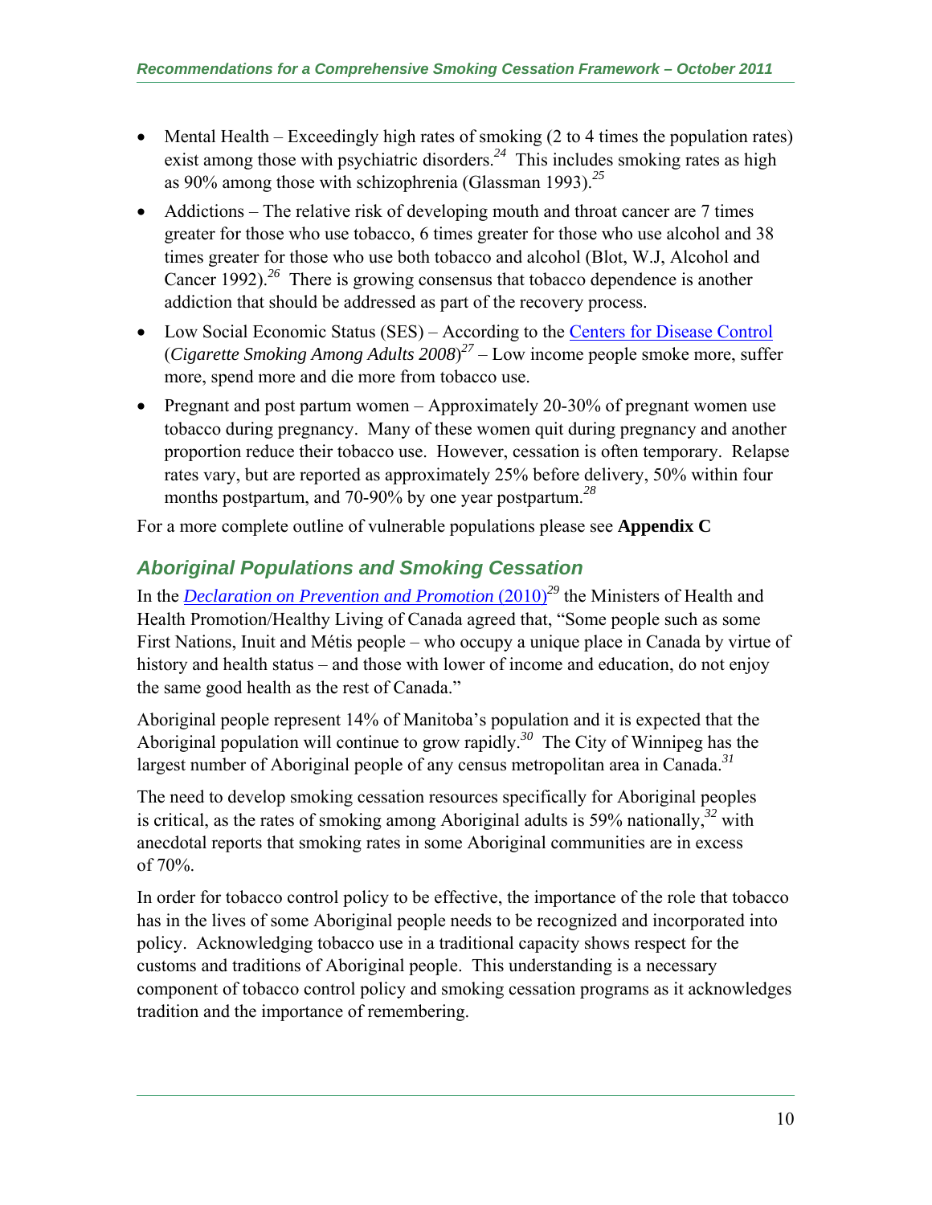- Mental Health – Exceedingly high rates of smoking (2 to 4 times the population rates) exist among those with psychiatric disorders.[24] This includes smoking rates as high as 90% among those with schizophrenia (Glassman 1993).[25]
- Addictions – The relative risk of developing mouth and throat cancer are 7 times greater for those who use tobacco, 6 times greater for those who use alcohol and 38 times greater for those who use both tobacco and alcohol (Blot, W.J, Alcohol and Cancer 1992).[26] There is growing consensus that tobacco dependence is another addiction that should be addressed as part of the recovery process.
- Low Social Economic Status (SES) – According to the Centers for Disease Control (*Cigarette Smoking Among Adults 2008*)[27] – Low income people smoke more, suffer more, spend more and die more from tobacco use.
- Pregnant and post partum women – Approximately 20-30% of pregnant women use tobacco during pregnancy. Many of these women quit during pregnancy and another proportion reduce their tobacco use. However, cessation is often temporary. Relapse rates vary, but are reported as approximately 25% before delivery, 50% within four months postpartum, and 70-90% by one year postpartum.[28]

For a more complete outline of vulnerable populations please see **Appendix C**

## Aboriginal Populations and Smoking Cessation

In the *Declaration on Prevention and Promotion* (2010)[29] the Ministers of Health and Health Promotion/Healthy Living of Canada agreed that, "Some people such as some First Nations, Inuit and Métis people – who occupy a unique place in Canada by virtue of history and health status – and those with lower of income and education, do not enjoy the same good health as the rest of Canada."

Aboriginal people represent 14% of Manitoba's population and it is expected that the Aboriginal population will continue to grow rapidly.[30] The City of Winnipeg has the largest number of Aboriginal people of any census metropolitan area in Canada.[31]

The need to develop smoking cessation resources specifically for Aboriginal peoples is critical, as the rates of smoking among Aboriginal adults is 59% nationally,[32] with anecdotal reports that smoking rates in some Aboriginal communities are in excess of 70%.

In order for tobacco control policy to be effective, the importance of the role that tobacco has in the lives of some Aboriginal people needs to be recognized and incorporated into policy. Acknowledging tobacco use in a traditional capacity shows respect for the customs and traditions of Aboriginal people. This understanding is a necessary component of tobacco control policy and smoking cessation programs as it acknowledges tradition and the importance of remembering.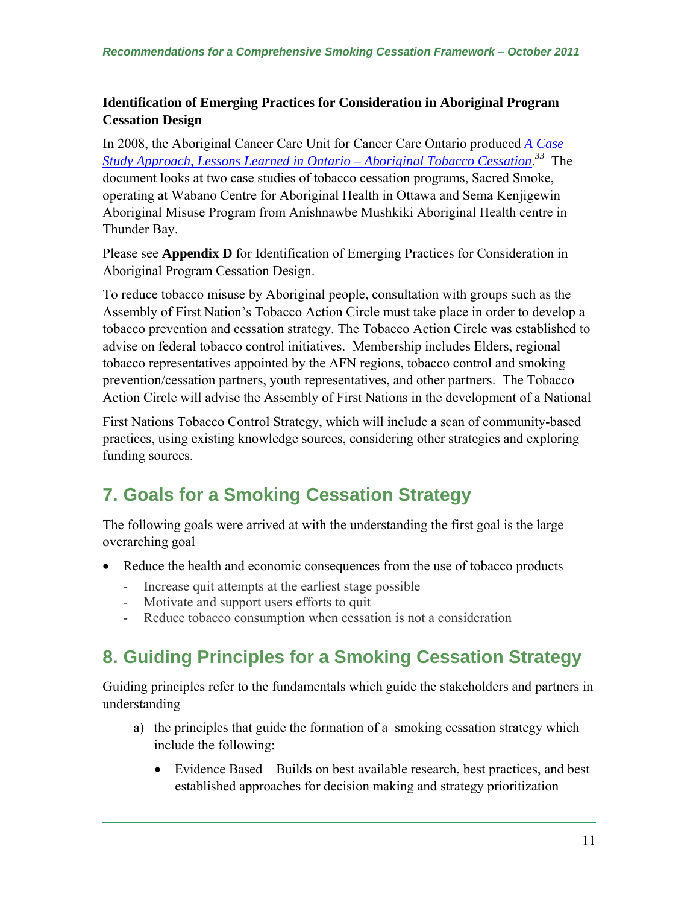**Identification of Emerging Practices for Consideration in Aboriginal Program Cessation Design**

In 2008, the Aboriginal Cancer Care Unit for Cancer Care Ontario produced *A Case Study Approach, Lessons Learned in Ontario – Aboriginal Tobacco Cessation*.[33] The document looks at two case studies of tobacco cessation programs, Sacred Smoke, operating at Wabano Centre for Aboriginal Health in Ottawa and Sema Kenjigewin Aboriginal Misuse Program from Anishnawbe Mushkiki Aboriginal Health centre in Thunder Bay.

Please see **Appendix D** for Identification of Emerging Practices for Consideration in Aboriginal Program Cessation Design.

To reduce tobacco misuse by Aboriginal people, consultation with groups such as the Assembly of First Nation's Tobacco Action Circle must take place in order to develop a tobacco prevention and cessation strategy. The Tobacco Action Circle was established to advise on federal tobacco control initiatives. Membership includes Elders, regional tobacco representatives appointed by the AFN regions, tobacco control and smoking prevention/cessation partners, youth representatives, and other partners. The Tobacco Action Circle will advise the Assembly of First Nations in the development of a National First Nations Tobacco Control Strategy, which will include a scan of community-based practices, using existing knowledge sources, considering other strategies and exploring funding sources.

## 7. Goals for a Smoking Cessation Strategy

The following goals were arrived at with the understanding the first goal is the large overarching goal

- Reduce the health and economic consequences from the use of tobacco products
  - Increase quit attempts at the earliest stage possible
  - Motivate and support users efforts to quit
  - Reduce tobacco consumption when cessation is not a consideration

## 8. Guiding Principles for a Smoking Cessation Strategy

Guiding principles refer to the fundamentals which guide the stakeholders and partners in understanding

a) the principles that guide the formation of a smoking cessation strategy which include the following:

- Evidence Based – Builds on best available research, best practices, and best established approaches for decision making and strategy prioritization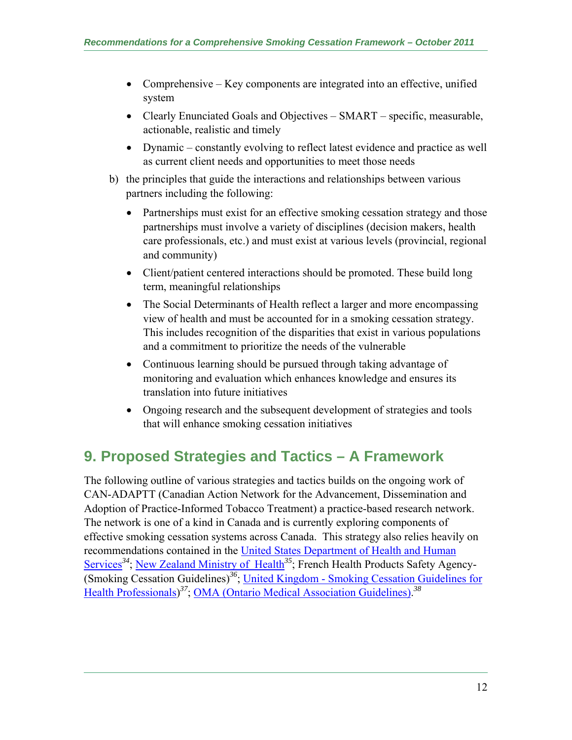- Comprehensive – Key components are integrated into an effective, unified system
- Clearly Enunciated Goals and Objectives – SMART – specific, measurable, actionable, realistic and timely
- Dynamic – constantly evolving to reflect latest evidence and practice as well as current client needs and opportunities to meet those needs

b) the principles that guide the interactions and relationships between various partners including the following:

- Partnerships must exist for an effective smoking cessation strategy and those partnerships must involve a variety of disciplines (decision makers, health care professionals, etc.) and must exist at various levels (provincial, regional and community)
- Client/patient centered interactions should be promoted. These build long term, meaningful relationships
- The Social Determinants of Health reflect a larger and more encompassing view of health and must be accounted for in a smoking cessation strategy. This includes recognition of the disparities that exist in various populations and a commitment to prioritize the needs of the vulnerable
- Continuous learning should be pursued through taking advantage of monitoring and evaluation which enhances knowledge and ensures its translation into future initiatives
- Ongoing research and the subsequent development of strategies and tools that will enhance smoking cessation initiatives

## 9. Proposed Strategies and Tactics – A Framework

The following outline of various strategies and tactics builds on the ongoing work of CAN-ADAPTT (Canadian Action Network for the Advancement, Dissemination and Adoption of Practice-Informed Tobacco Treatment) a practice-based research network. The network is one of a kind in Canada and is currently exploring components of effective smoking cessation systems across Canada. This strategy also relies heavily on recommendations contained in the United States Department of Health and Human Services[34]; New Zealand Ministry of Health[35]; French Health Products Safety Agency- (Smoking Cessation Guidelines)[36]; United Kingdom - Smoking Cessation Guidelines for Health Professionals)[37]; OMA (Ontario Medical Association Guidelines).[38]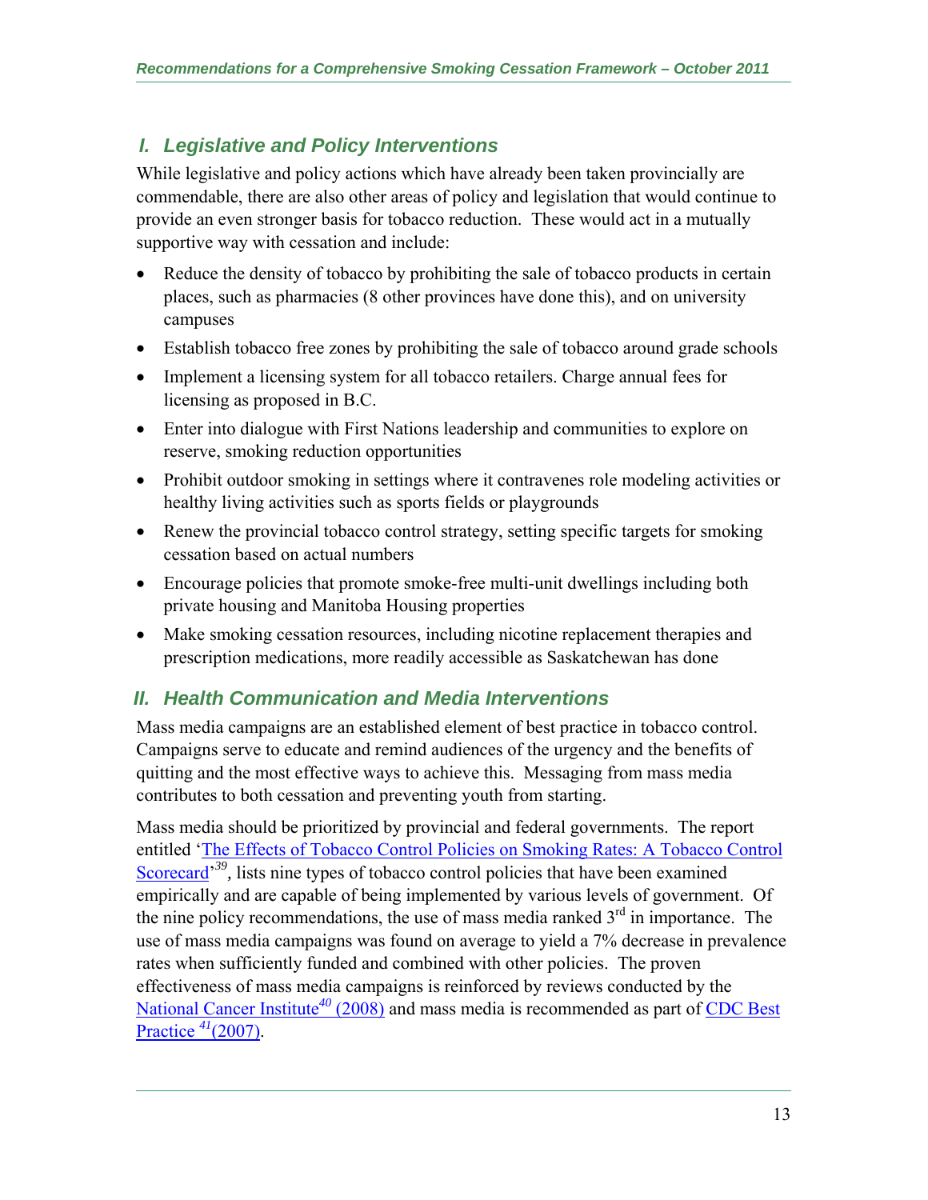## I. Legislative and Policy Interventions

While legislative and policy actions which have already been taken provincially are commendable, there are also other areas of policy and legislation that would continue to provide an even stronger basis for tobacco reduction. These would act in a mutually supportive way with cessation and include:

- Reduce the density of tobacco by prohibiting the sale of tobacco products in certain places, such as pharmacies (8 other provinces have done this), and on university campuses
- Establish tobacco free zones by prohibiting the sale of tobacco around grade schools
- Implement a licensing system for all tobacco retailers. Charge annual fees for licensing as proposed in B.C.
- Enter into dialogue with First Nations leadership and communities to explore on reserve, smoking reduction opportunities
- Prohibit outdoor smoking in settings where it contravenes role modeling activities or healthy living activities such as sports fields or playgrounds
- Renew the provincial tobacco control strategy, setting specific targets for smoking cessation based on actual numbers
- Encourage policies that promote smoke-free multi-unit dwellings including both private housing and Manitoba Housing properties
- Make smoking cessation resources, including nicotine replacement therapies and prescription medications, more readily accessible as Saskatchewan has done

## II. Health Communication and Media Interventions

Mass media campaigns are an established element of best practice in tobacco control. Campaigns serve to educate and remind audiences of the urgency and the benefits of quitting and the most effective ways to achieve this. Messaging from mass media contributes to both cessation and preventing youth from starting.

Mass media should be prioritized by provincial and federal governments. The report entitled 'The Effects of Tobacco Control Policies on Smoking Rates: A Tobacco Control Scorecard'[39], lists nine types of tobacco control policies that have been examined empirically and are capable of being implemented by various levels of government. Of the nine policy recommendations, the use of mass media ranked 3rd in importance. The use of mass media campaigns was found on average to yield a 7% decrease in prevalence rates when sufficiently funded and combined with other policies. The proven effectiveness of mass media campaigns is reinforced by reviews conducted by the National Cancer Institute[40] (2008) and mass media is recommended as part of CDC Best Practice [41](2007).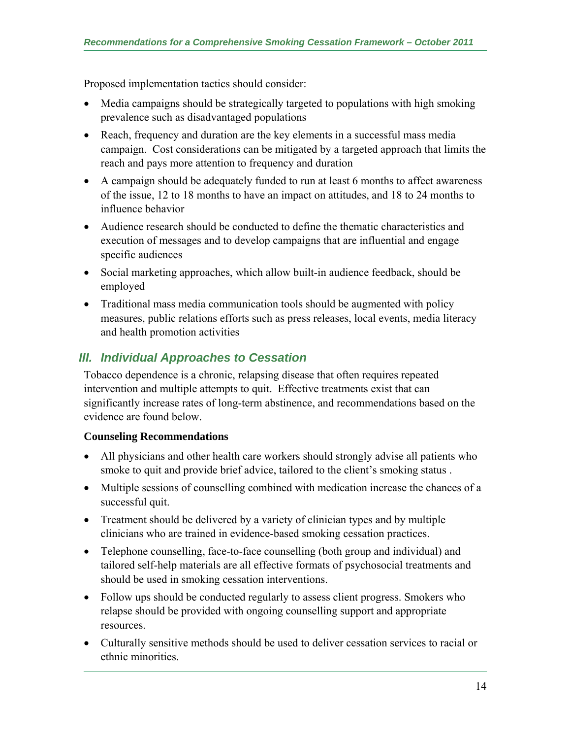Proposed implementation tactics should consider:

- Media campaigns should be strategically targeted to populations with high smoking prevalence such as disadvantaged populations
- Reach, frequency and duration are the key elements in a successful mass media campaign. Cost considerations can be mitigated by a targeted approach that limits the reach and pays more attention to frequency and duration
- A campaign should be adequately funded to run at least 6 months to affect awareness of the issue, 12 to 18 months to have an impact on attitudes, and 18 to 24 months to influence behavior
- Audience research should be conducted to define the thematic characteristics and execution of messages and to develop campaigns that are influential and engage specific audiences
- Social marketing approaches, which allow built-in audience feedback, should be employed
- Traditional mass media communication tools should be augmented with policy measures, public relations efforts such as press releases, local events, media literacy and health promotion activities

## *III. Individual Approaches to Cessation*

Tobacco dependence is a chronic, relapsing disease that often requires repeated intervention and multiple attempts to quit. Effective treatments exist that can significantly increase rates of long-term abstinence, and recommendations based on the evidence are found below.

**Counseling Recommendations**

- All physicians and other health care workers should strongly advise all patients who smoke to quit and provide brief advice, tailored to the client's smoking status .
- Multiple sessions of counselling combined with medication increase the chances of a successful quit.
- Treatment should be delivered by a variety of clinician types and by multiple clinicians who are trained in evidence-based smoking cessation practices.
- Telephone counselling, face-to-face counselling (both group and individual) and tailored self-help materials are all effective formats of psychosocial treatments and should be used in smoking cessation interventions.
- Follow ups should be conducted regularly to assess client progress. Smokers who relapse should be provided with ongoing counselling support and appropriate resources.
- Culturally sensitive methods should be used to deliver cessation services to racial or ethnic minorities.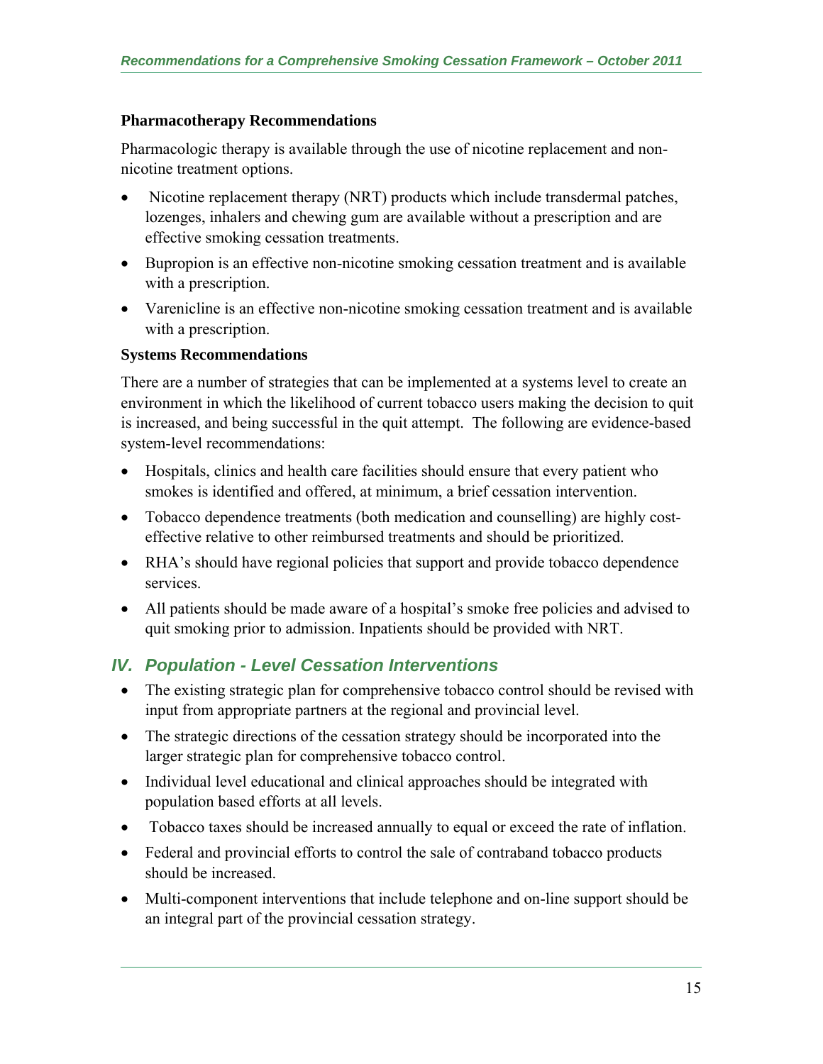### Pharmacotherapy Recommendations

Pharmacologic therapy is available through the use of nicotine replacement and non-nicotine treatment options.

- Nicotine replacement therapy (NRT) products which include transdermal patches, lozenges, inhalers and chewing gum are available without a prescription and are effective smoking cessation treatments.
- Bupropion is an effective non-nicotine smoking cessation treatment and is available with a prescription.
- Varenicline is an effective non-nicotine smoking cessation treatment and is available with a prescription.

### Systems Recommendations

There are a number of strategies that can be implemented at a systems level to create an environment in which the likelihood of current tobacco users making the decision to quit is increased, and being successful in the quit attempt. The following are evidence-based system-level recommendations:

- Hospitals, clinics and health care facilities should ensure that every patient who smokes is identified and offered, at minimum, a brief cessation intervention.
- Tobacco dependence treatments (both medication and counselling) are highly cost-effective relative to other reimbursed treatments and should be prioritized.
- RHA's should have regional policies that support and provide tobacco dependence services.
- All patients should be made aware of a hospital's smoke free policies and advised to quit smoking prior to admission. Inpatients should be provided with NRT.

## *IV. Population - Level Cessation Interventions*

- The existing strategic plan for comprehensive tobacco control should be revised with input from appropriate partners at the regional and provincial level.
- The strategic directions of the cessation strategy should be incorporated into the larger strategic plan for comprehensive tobacco control.
- Individual level educational and clinical approaches should be integrated with population based efforts at all levels.
- Tobacco taxes should be increased annually to equal or exceed the rate of inflation.
- Federal and provincial efforts to control the sale of contraband tobacco products should be increased.
- Multi-component interventions that include telephone and on-line support should be an integral part of the provincial cessation strategy.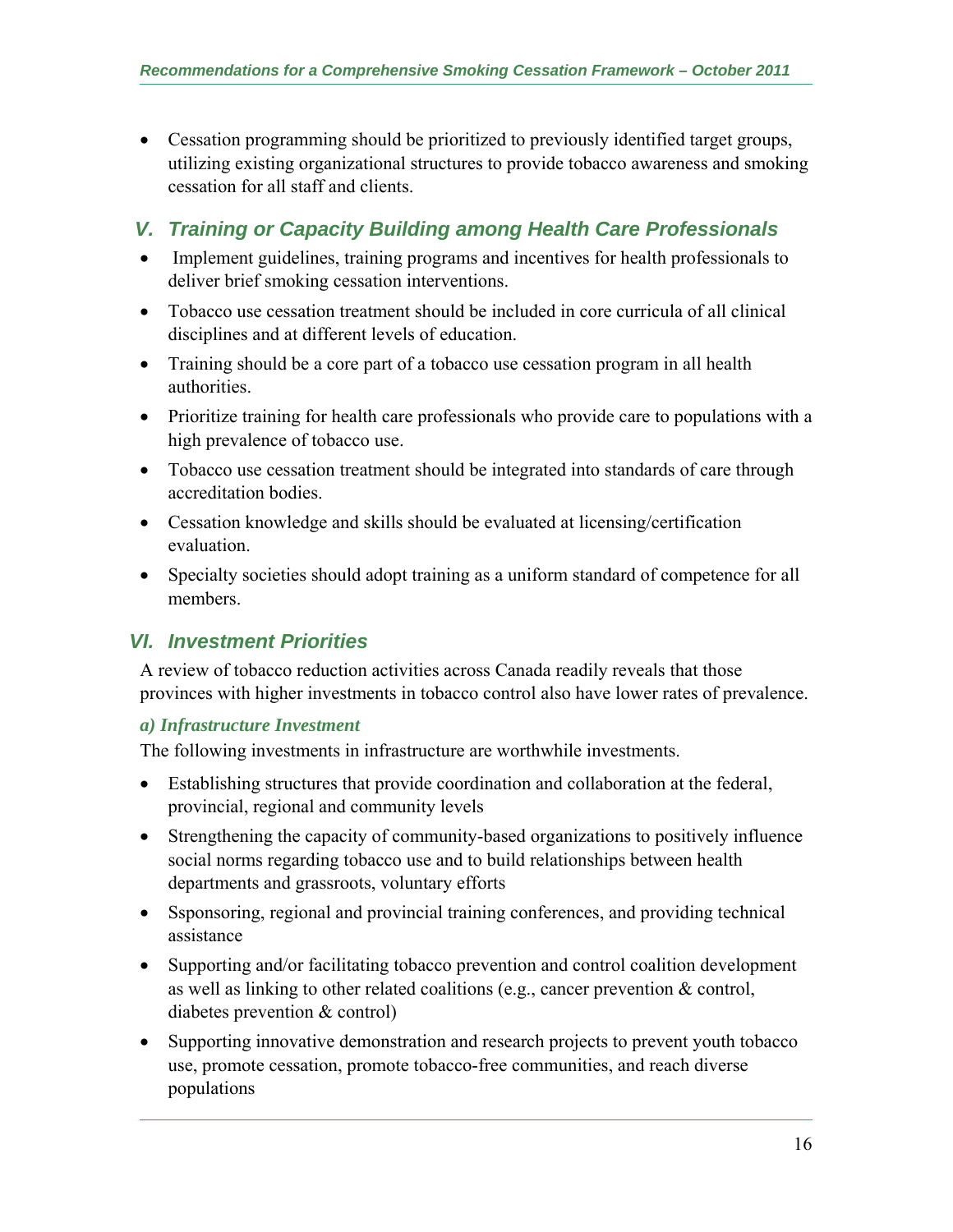- Cessation programming should be prioritized to previously identified target groups, utilizing existing organizational structures to provide tobacco awareness and smoking cessation for all staff and clients.

## V. Training or Capacity Building among Health Care Professionals

- Implement guidelines, training programs and incentives for health professionals to deliver brief smoking cessation interventions.
- Tobacco use cessation treatment should be included in core curricula of all clinical disciplines and at different levels of education.
- Training should be a core part of a tobacco use cessation program in all health authorities.
- Prioritize training for health care professionals who provide care to populations with a high prevalence of tobacco use.
- Tobacco use cessation treatment should be integrated into standards of care through accreditation bodies.
- Cessation knowledge and skills should be evaluated at licensing/certification evaluation.
- Specialty societies should adopt training as a uniform standard of competence for all members.

## VI. Investment Priorities

A review of tobacco reduction activities across Canada readily reveals that those provinces with higher investments in tobacco control also have lower rates of prevalence.

### *a) Infrastructure Investment*

The following investments in infrastructure are worthwhile investments.

- Establishing structures that provide coordination and collaboration at the federal, provincial, regional and community levels
- Strengthening the capacity of community-based organizations to positively influence social norms regarding tobacco use and to build relationships between health departments and grassroots, voluntary efforts
- Ssponsoring, regional and provincial training conferences, and providing technical assistance
- Supporting and/or facilitating tobacco prevention and control coalition development as well as linking to other related coalitions (e.g., cancer prevention & control, diabetes prevention & control)
- Supporting innovative demonstration and research projects to prevent youth tobacco use, promote cessation, promote tobacco-free communities, and reach diverse populations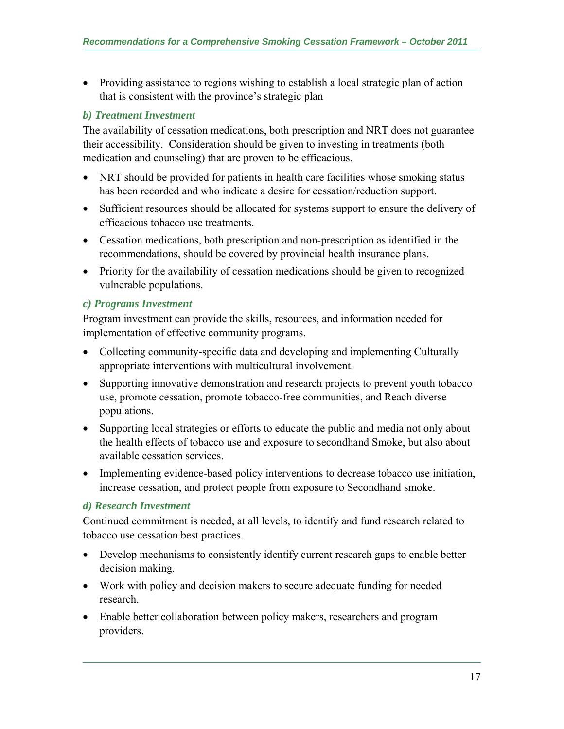- Providing assistance to regions wishing to establish a local strategic plan of action that is consistent with the province's strategic plan

### *b) Treatment Investment*

The availability of cessation medications, both prescription and NRT does not guarantee their accessibility. Consideration should be given to investing in treatments (both medication and counseling) that are proven to be efficacious.

- NRT should be provided for patients in health care facilities whose smoking status has been recorded and who indicate a desire for cessation/reduction support.
- Sufficient resources should be allocated for systems support to ensure the delivery of efficacious tobacco use treatments.
- Cessation medications, both prescription and non-prescription as identified in the recommendations, should be covered by provincial health insurance plans.
- Priority for the availability of cessation medications should be given to recognized vulnerable populations.

### *c) Programs Investment*

Program investment can provide the skills, resources, and information needed for implementation of effective community programs.

- Collecting community-specific data and developing and implementing Culturally appropriate interventions with multicultural involvement.
- Supporting innovative demonstration and research projects to prevent youth tobacco use, promote cessation, promote tobacco-free communities, and Reach diverse populations.
- Supporting local strategies or efforts to educate the public and media not only about the health effects of tobacco use and exposure to secondhand Smoke, but also about available cessation services.
- Implementing evidence-based policy interventions to decrease tobacco use initiation, increase cessation, and protect people from exposure to Secondhand smoke.

### *d) Research Investment*

Continued commitment is needed, at all levels, to identify and fund research related to tobacco use cessation best practices.

- Develop mechanisms to consistently identify current research gaps to enable better decision making.
- Work with policy and decision makers to secure adequate funding for needed research.
- Enable better collaboration between policy makers, researchers and program providers.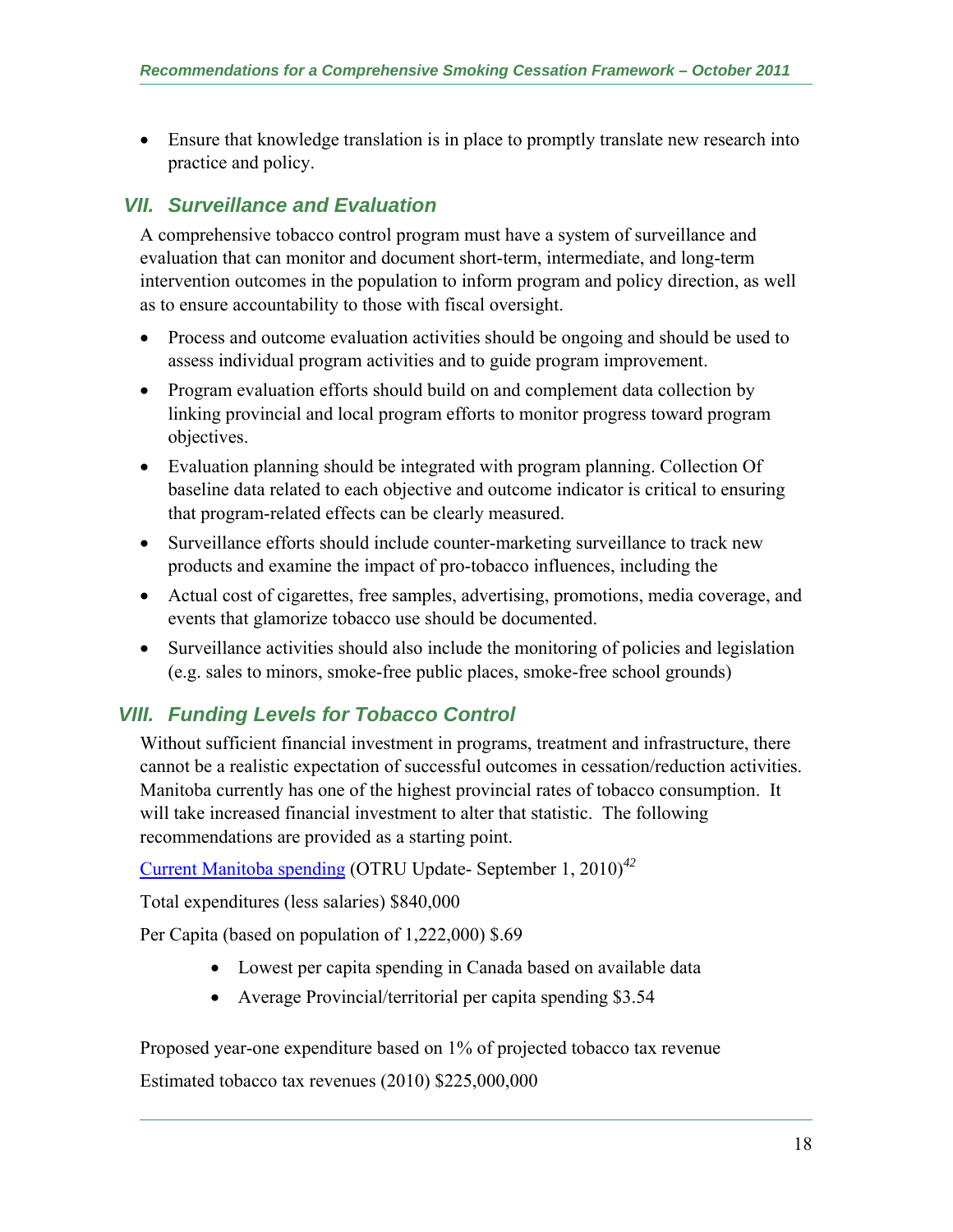- Ensure that knowledge translation is in place to promptly translate new research into practice and policy.

## VII. Surveillance and Evaluation

A comprehensive tobacco control program must have a system of surveillance and evaluation that can monitor and document short-term, intermediate, and long-term intervention outcomes in the population to inform program and policy direction, as well as to ensure accountability to those with fiscal oversight.

- Process and outcome evaluation activities should be ongoing and should be used to assess individual program activities and to guide program improvement.
- Program evaluation efforts should build on and complement data collection by linking provincial and local program efforts to monitor progress toward program objectives.
- Evaluation planning should be integrated with program planning. Collection Of baseline data related to each objective and outcome indicator is critical to ensuring that program-related effects can be clearly measured.
- Surveillance efforts should include counter-marketing surveillance to track new products and examine the impact of pro-tobacco influences, including the
- Actual cost of cigarettes, free samples, advertising, promotions, media coverage, and events that glamorize tobacco use should be documented.
- Surveillance activities should also include the monitoring of policies and legislation (e.g. sales to minors, smoke-free public places, smoke-free school grounds)

## VIII. Funding Levels for Tobacco Control

Without sufficient financial investment in programs, treatment and infrastructure, there cannot be a realistic expectation of successful outcomes in cessation/reduction activities. Manitoba currently has one of the highest provincial rates of tobacco consumption. It will take increased financial investment to alter that statistic. The following recommendations are provided as a starting point.

Current Manitoba spending (OTRU Update- September 1, 2010)[42]

Total expenditures (less salaries) $840,000

Per Capita (based on population of 1,222,000) $.69

- Lowest per capita spending in Canada based on available data
- Average Provincial/territorial per capita spending $3.54

Proposed year-one expenditure based on 1% of projected tobacco tax revenue

Estimated tobacco tax revenues (2010) $225,000,000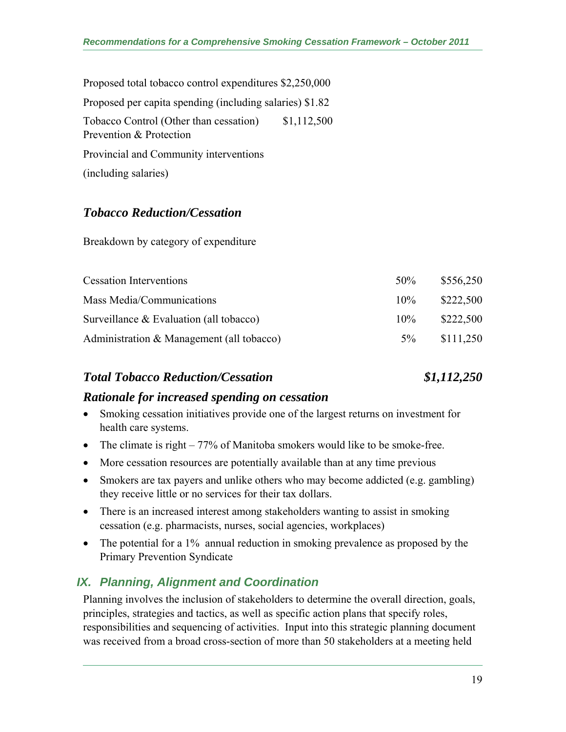Proposed total tobacco control expenditures $2,250,000

Proposed per capita spending (including salaries) $1.82

Tobacco Control (Other than cessation) $1,112,500
Prevention & Protection

Provincial and Community interventions

(including salaries)

### *Tobacco Reduction/Cessation*

Breakdown by category of expenditure

| | | |
|---|---|---|
| Cessation Interventions | 50% | $556,250 |
| Mass Media/Communications | 10% | $222,500 |
| Surveillance & Evaluation (all tobacco) | 10% | $222,500 |
| Administration & Management (all tobacco) | 5% | $111,250 |

### *Total Tobacco Reduction/Cessation* *$1,112,250*

### *Rationale for increased spending on cessation*

- Smoking cessation initiatives provide one of the largest returns on investment for health care systems.
- The climate is right – 77% of Manitoba smokers would like to be smoke-free.
- More cessation resources are potentially available than at any time previous
- Smokers are tax payers and unlike others who may become addicted (e.g. gambling) they receive little or no services for their tax dollars.
- There is an increased interest among stakeholders wanting to assist in smoking cessation (e.g. pharmacists, nurses, social agencies, workplaces)
- The potential for a 1% annual reduction in smoking prevalence as proposed by the Primary Prevention Syndicate

## *IX. Planning, Alignment and Coordination*

Planning involves the inclusion of stakeholders to determine the overall direction, goals, principles, strategies and tactics, as well as specific action plans that specify roles, responsibilities and sequencing of activities. Input into this strategic planning document was received from a broad cross-section of more than 50 stakeholders at a meeting held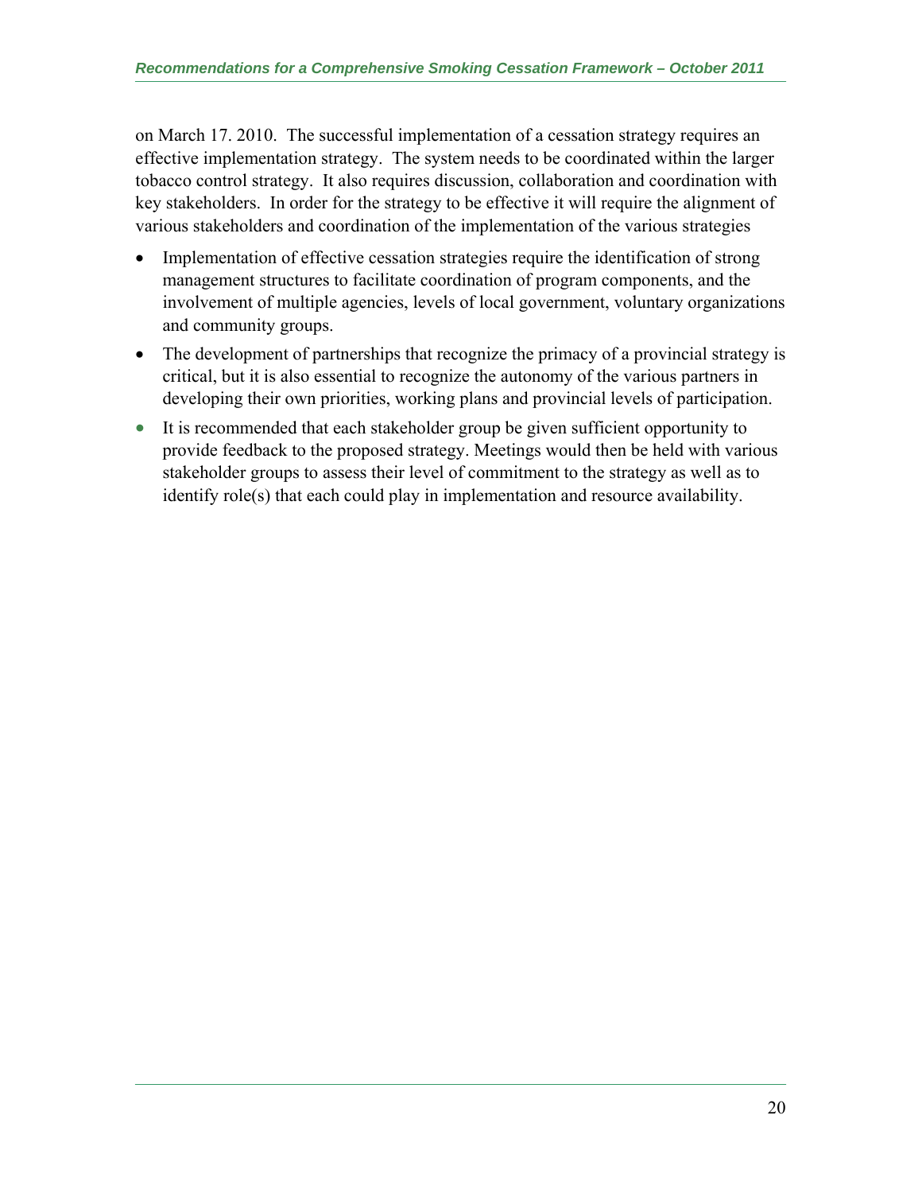on March 17. 2010. The successful implementation of a cessation strategy requires an effective implementation strategy. The system needs to be coordinated within the larger tobacco control strategy. It also requires discussion, collaboration and coordination with key stakeholders. In order for the strategy to be effective it will require the alignment of various stakeholders and coordination of the implementation of the various strategies

- Implementation of effective cessation strategies require the identification of strong management structures to facilitate coordination of program components, and the involvement of multiple agencies, levels of local government, voluntary organizations and community groups.
- The development of partnerships that recognize the primacy of a provincial strategy is critical, but it is also essential to recognize the autonomy of the various partners in developing their own priorities, working plans and provincial levels of participation.
- It is recommended that each stakeholder group be given sufficient opportunity to provide feedback to the proposed strategy. Meetings would then be held with various stakeholder groups to assess their level of commitment to the strategy as well as to identify role(s) that each could play in implementation and resource availability.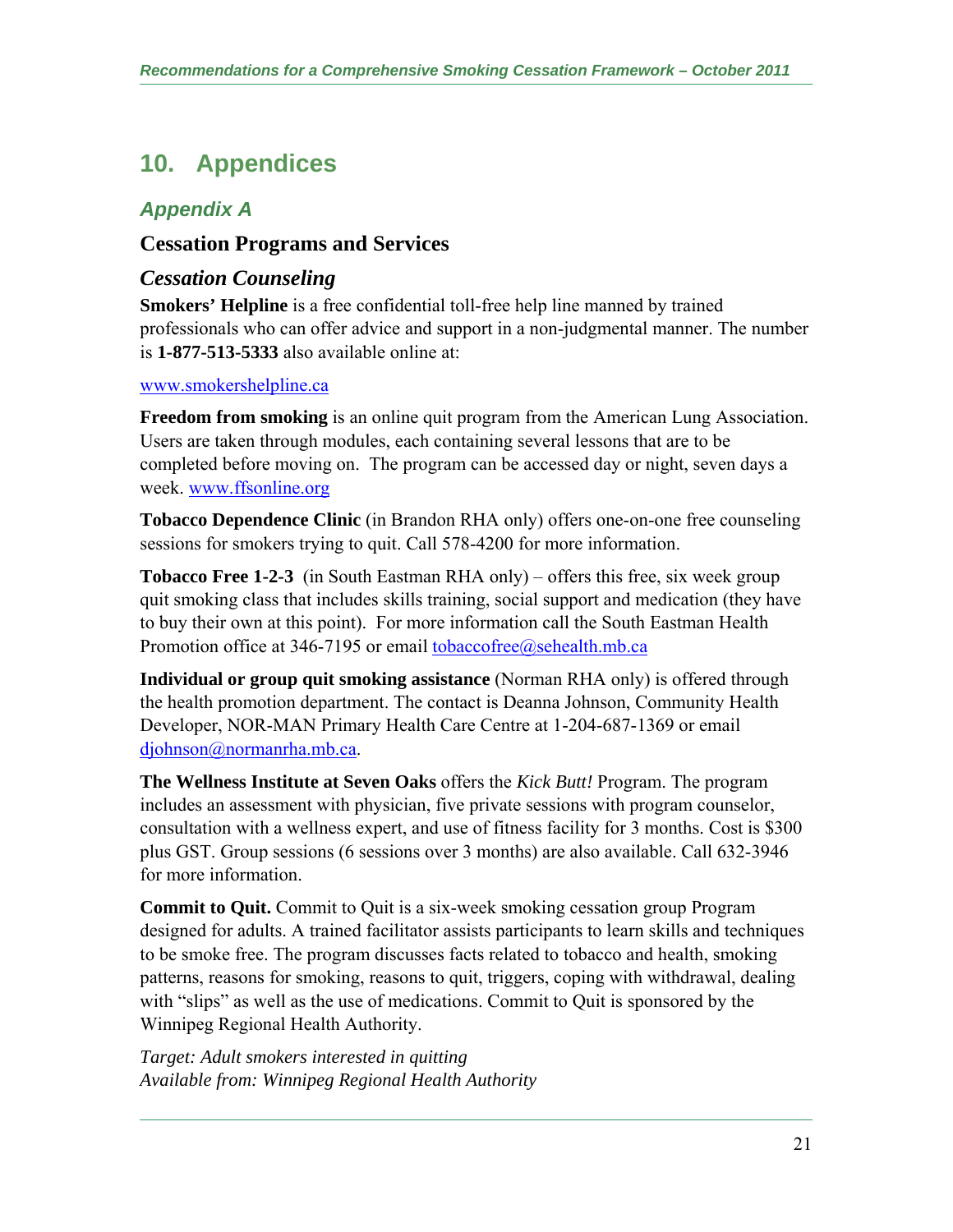# 10. Appendices

## *Appendix A*

### Cessation Programs and Services

### *Cessation Counseling*

**Smokers' Helpline** is a free confidential toll-free help line manned by trained professionals who can offer advice and support in a non-judgmental manner. The number is **1-877-513-5333** also available online at:

www.smokershelpline.ca

**Freedom from smoking** is an online quit program from the American Lung Association. Users are taken through modules, each containing several lessons that are to be completed before moving on. The program can be accessed day or night, seven days a week. www.ffsonline.org

**Tobacco Dependence Clinic** (in Brandon RHA only) offers one-on-one free counseling sessions for smokers trying to quit. Call 578-4200 for more information.

**Tobacco Free 1-2-3** (in South Eastman RHA only) – offers this free, six week group quit smoking class that includes skills training, social support and medication (they have to buy their own at this point). For more information call the South Eastman Health Promotion office at 346-7195 or email tobaccofree@sehealth.mb.ca

**Individual or group quit smoking assistance** (Norman RHA only) is offered through the health promotion department. The contact is Deanna Johnson, Community Health Developer, NOR-MAN Primary Health Care Centre at 1-204-687-1369 or email djohnson@normanrha.mb.ca.

**The Wellness Institute at Seven Oaks** offers the *Kick Butt!* Program. The program includes an assessment with physician, five private sessions with program counselor, consultation with a wellness expert, and use of fitness facility for 3 months. Cost is $300 plus GST. Group sessions (6 sessions over 3 months) are also available. Call 632-3946 for more information.

**Commit to Quit.** Commit to Quit is a six-week smoking cessation group Program designed for adults. A trained facilitator assists participants to learn skills and techniques to be smoke free. The program discusses facts related to tobacco and health, smoking patterns, reasons for smoking, reasons to quit, triggers, coping with withdrawal, dealing with "slips" as well as the use of medications. Commit to Quit is sponsored by the Winnipeg Regional Health Authority.

*Target: Adult smokers interested in quitting*
*Available from: Winnipeg Regional Health Authority*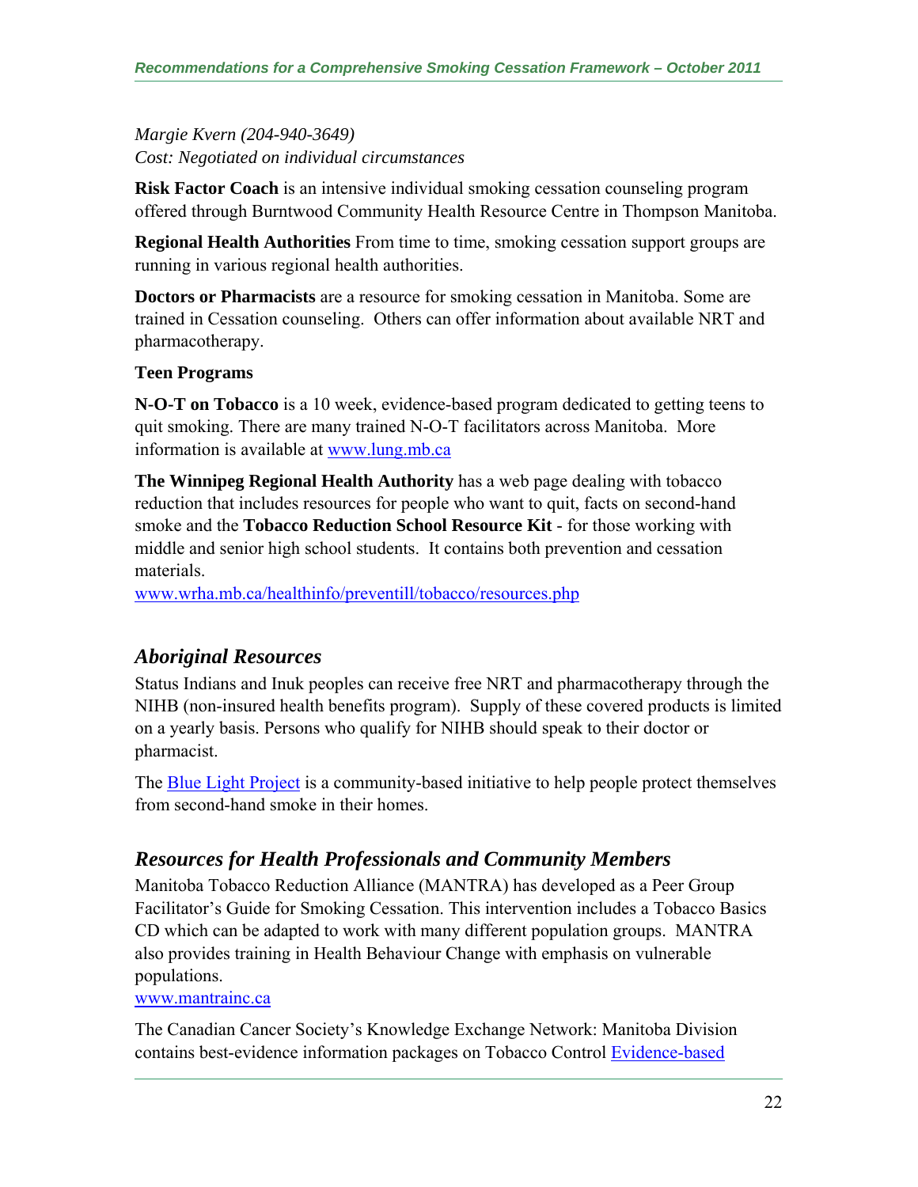*Margie Kvern (204-940-3649)*
*Cost: Negotiated on individual circumstances*

**Risk Factor Coach** is an intensive individual smoking cessation counseling program offered through Burntwood Community Health Resource Centre in Thompson Manitoba.

**Regional Health Authorities** From time to time, smoking cessation support groups are running in various regional health authorities.

**Doctors or Pharmacists** are a resource for smoking cessation in Manitoba. Some are trained in Cessation counseling. Others can offer information about available NRT and pharmacotherapy.

**Teen Programs**

**N-O-T on Tobacco** is a 10 week, evidence-based program dedicated to getting teens to quit smoking. There are many trained N-O-T facilitators across Manitoba. More information is available at www.lung.mb.ca

**The Winnipeg Regional Health Authority** has a web page dealing with tobacco reduction that includes resources for people who want to quit, facts on second-hand smoke and the **Tobacco Reduction School Resource Kit** - for those working with middle and senior high school students. It contains both prevention and cessation materials.
www.wrha.mb.ca/healthinfo/preventill/tobacco/resources.php

## *Aboriginal Resources*

Status Indians and Inuk peoples can receive free NRT and pharmacotherapy through the NIHB (non-insured health benefits program). Supply of these covered products is limited on a yearly basis. Persons who qualify for NIHB should speak to their doctor or pharmacist.

The Blue Light Project is a community-based initiative to help people protect themselves from second-hand smoke in their homes.

## *Resources for Health Professionals and Community Members*

Manitoba Tobacco Reduction Alliance (MANTRA) has developed as a Peer Group Facilitator's Guide for Smoking Cessation. This intervention includes a Tobacco Basics CD which can be adapted to work with many different population groups. MANTRA also provides training in Health Behaviour Change with emphasis on vulnerable populations.
www.mantrainc.ca

The Canadian Cancer Society's Knowledge Exchange Network: Manitoba Division contains best-evidence information packages on Tobacco Control Evidence-based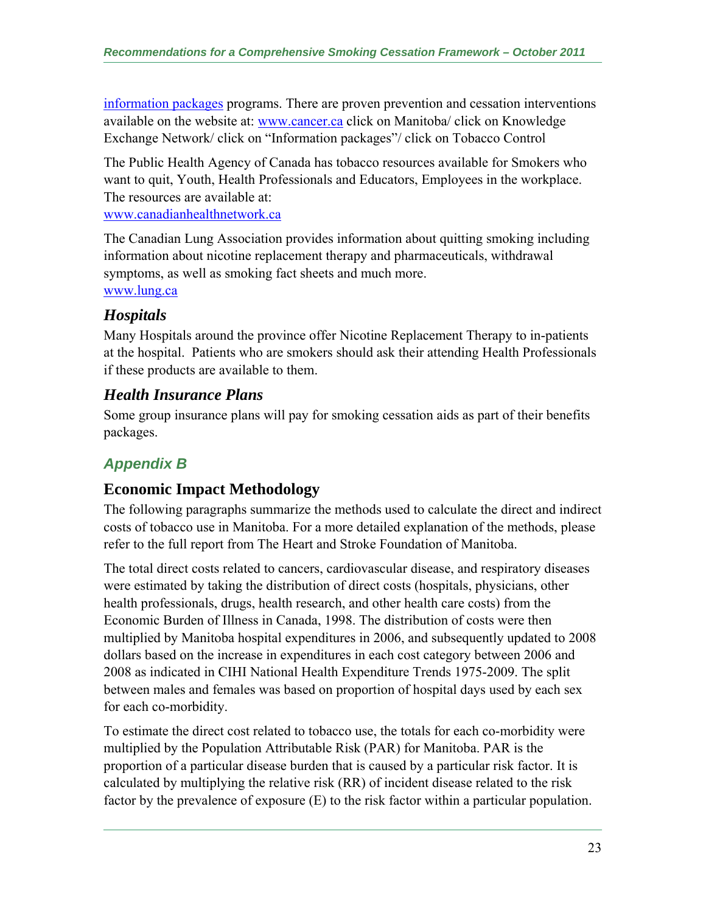[information packages](#) programs. There are proven prevention and cessation interventions available on the website at: [www.cancer.ca](http://www.cancer.ca) click on Manitoba/ click on Knowledge Exchange Network/ click on "Information packages"/ click on Tobacco Control

The Public Health Agency of Canada has tobacco resources available for Smokers who want to quit, Youth, Health Professionals and Educators, Employees in the workplace. The resources are available at:
[www.canadianhealthnetwork.ca](http://www.canadianhealthnetwork.ca)

The Canadian Lung Association provides information about quitting smoking including information about nicotine replacement therapy and pharmaceuticals, withdrawal symptoms, as well as smoking fact sheets and much more.
[www.lung.ca](http://www.lung.ca)

### *Hospitals*

Many Hospitals around the province offer Nicotine Replacement Therapy to in-patients at the hospital. Patients who are smokers should ask their attending Health Professionals if these products are available to them.

### *Health Insurance Plans*

Some group insurance plans will pay for smoking cessation aids as part of their benefits packages.

## *Appendix B*

### Economic Impact Methodology

The following paragraphs summarize the methods used to calculate the direct and indirect costs of tobacco use in Manitoba. For a more detailed explanation of the methods, please refer to the full report from The Heart and Stroke Foundation of Manitoba.

The total direct costs related to cancers, cardiovascular disease, and respiratory diseases were estimated by taking the distribution of direct costs (hospitals, physicians, other health professionals, drugs, health research, and other health care costs) from the Economic Burden of Illness in Canada, 1998. The distribution of costs were then multiplied by Manitoba hospital expenditures in 2006, and subsequently updated to 2008 dollars based on the increase in expenditures in each cost category between 2006 and 2008 as indicated in CIHI National Health Expenditure Trends 1975-2009. The split between males and females was based on proportion of hospital days used by each sex for each co-morbidity.

To estimate the direct cost related to tobacco use, the totals for each co-morbidity were multiplied by the Population Attributable Risk (PAR) for Manitoba. PAR is the proportion of a particular disease burden that is caused by a particular risk factor. It is calculated by multiplying the relative risk (RR) of incident disease related to the risk factor by the prevalence of exposure (E) to the risk factor within a particular population.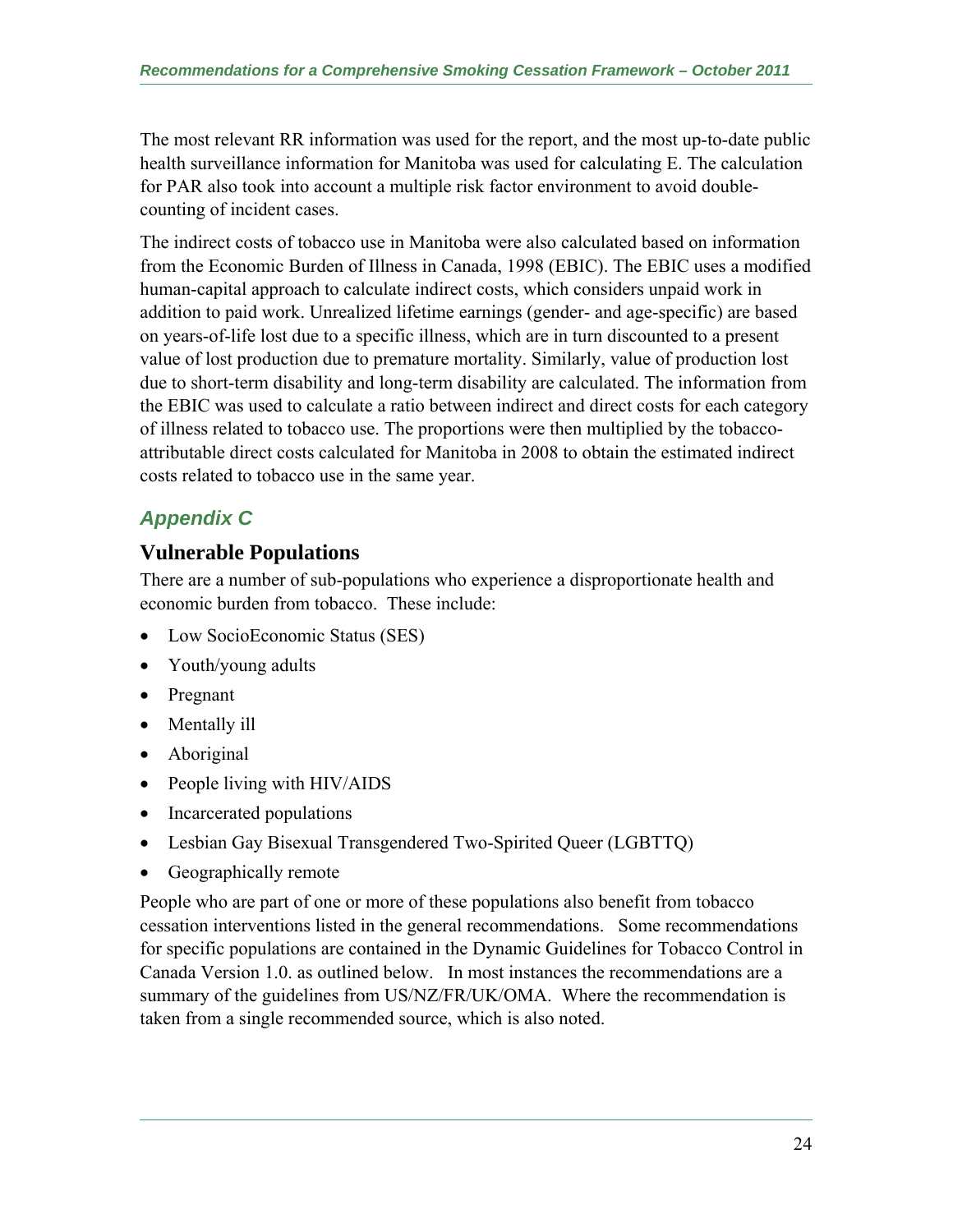The most relevant RR information was used for the report, and the most up-to-date public health surveillance information for Manitoba was used for calculating E. The calculation for PAR also took into account a multiple risk factor environment to avoid double-counting of incident cases.

The indirect costs of tobacco use in Manitoba were also calculated based on information from the Economic Burden of Illness in Canada, 1998 (EBIC). The EBIC uses a modified human-capital approach to calculate indirect costs, which considers unpaid work in addition to paid work. Unrealized lifetime earnings (gender- and age-specific) are based on years-of-life lost due to a specific illness, which are in turn discounted to a present value of lost production due to premature mortality. Similarly, value of production lost due to short-term disability and long-term disability are calculated. The information from the EBIC was used to calculate a ratio between indirect and direct costs for each category of illness related to tobacco use. The proportions were then multiplied by the tobacco-attributable direct costs calculated for Manitoba in 2008 to obtain the estimated indirect costs related to tobacco use in the same year.

## *Appendix C*

### Vulnerable Populations

There are a number of sub-populations who experience a disproportionate health and economic burden from tobacco. These include:

- Low SocioEconomic Status (SES)
- Youth/young adults
- Pregnant
- Mentally ill
- Aboriginal
- People living with HIV/AIDS
- Incarcerated populations
- Lesbian Gay Bisexual Transgendered Two-Spirited Queer (LGBTTQ)
- Geographically remote

People who are part of one or more of these populations also benefit from tobacco cessation interventions listed in the general recommendations. Some recommendations for specific populations are contained in the Dynamic Guidelines for Tobacco Control in Canada Version 1.0. as outlined below. In most instances the recommendations are a summary of the guidelines from US/NZ/FR/UK/OMA. Where the recommendation is taken from a single recommended source, which is also noted.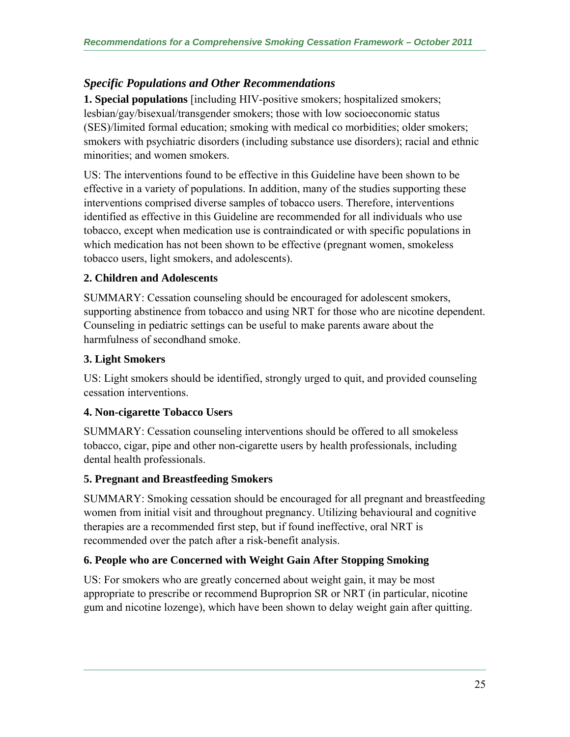## *Specific Populations and Other Recommendations*

**1. Special populations** [including HIV-positive smokers; hospitalized smokers; lesbian/gay/bisexual/transgender smokers; those with low socioeconomic status (SES)/limited formal education; smoking with medical co morbidities; older smokers; smokers with psychiatric disorders (including substance use disorders); racial and ethnic minorities; and women smokers.

US: The interventions found to be effective in this Guideline have been shown to be effective in a variety of populations. In addition, many of the studies supporting these interventions comprised diverse samples of tobacco users. Therefore, interventions identified as effective in this Guideline are recommended for all individuals who use tobacco, except when medication use is contraindicated or with specific populations in which medication has not been shown to be effective (pregnant women, smokeless tobacco users, light smokers, and adolescents).

**2. Children and Adolescents**

SUMMARY: Cessation counseling should be encouraged for adolescent smokers, supporting abstinence from tobacco and using NRT for those who are nicotine dependent. Counseling in pediatric settings can be useful to make parents aware about the harmfulness of secondhand smoke.

**3. Light Smokers**

US: Light smokers should be identified, strongly urged to quit, and provided counseling cessation interventions.

**4. Non-cigarette Tobacco Users**

SUMMARY: Cessation counseling interventions should be offered to all smokeless tobacco, cigar, pipe and other non-cigarette users by health professionals, including dental health professionals.

**5. Pregnant and Breastfeeding Smokers**

SUMMARY: Smoking cessation should be encouraged for all pregnant and breastfeeding women from initial visit and throughout pregnancy. Utilizing behavioural and cognitive therapies are a recommended first step, but if found ineffective, oral NRT is recommended over the patch after a risk-benefit analysis.

**6. People who are Concerned with Weight Gain After Stopping Smoking**

US: For smokers who are greatly concerned about weight gain, it may be most appropriate to prescribe or recommend Buproprion SR or NRT (in particular, nicotine gum and nicotine lozenge), which have been shown to delay weight gain after quitting.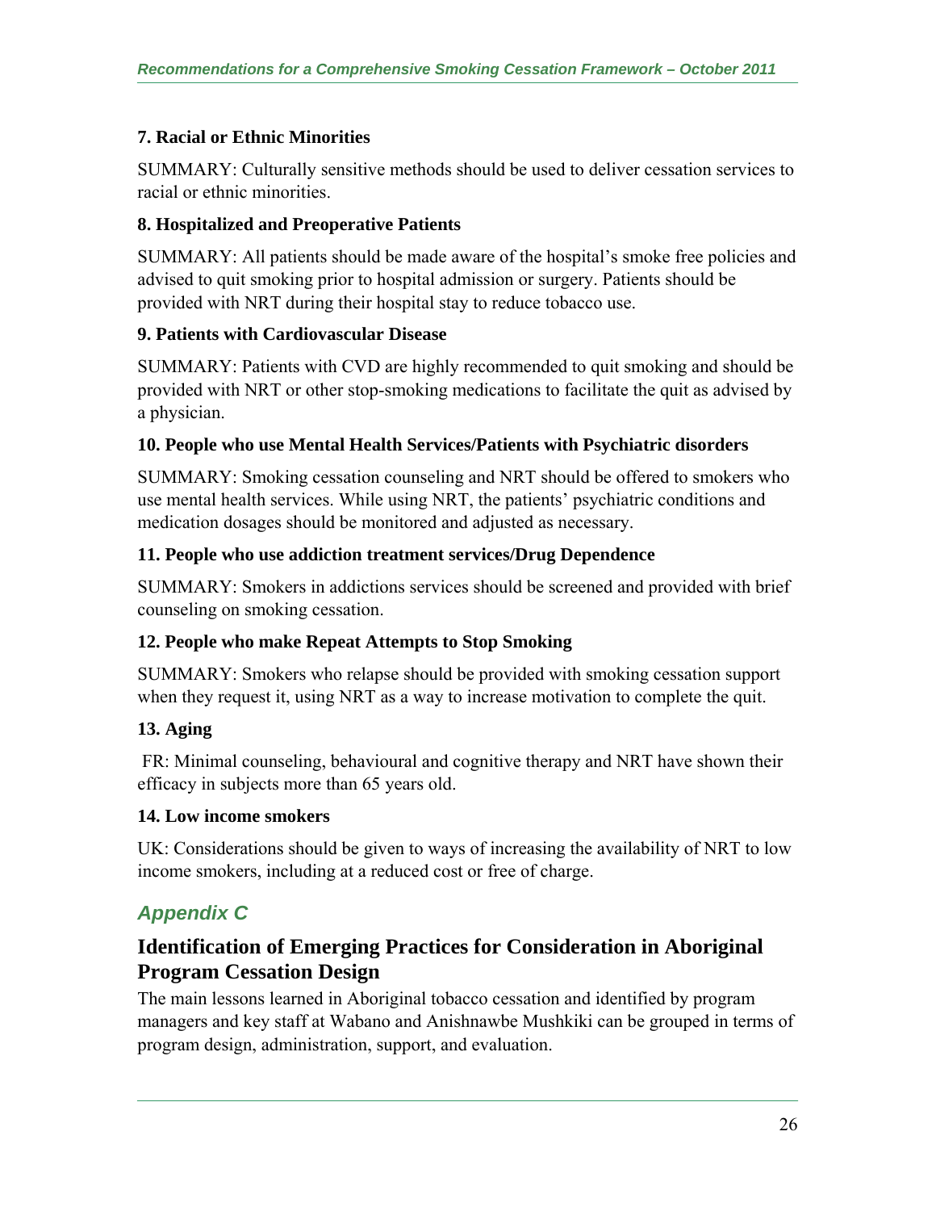### 7. Racial or Ethnic Minorities

SUMMARY: Culturally sensitive methods should be used to deliver cessation services to racial or ethnic minorities.

### 8. Hospitalized and Preoperative Patients

SUMMARY: All patients should be made aware of the hospital's smoke free policies and advised to quit smoking prior to hospital admission or surgery. Patients should be provided with NRT during their hospital stay to reduce tobacco use.

### 9. Patients with Cardiovascular Disease

SUMMARY: Patients with CVD are highly recommended to quit smoking and should be provided with NRT or other stop-smoking medications to facilitate the quit as advised by a physician.

### 10. People who use Mental Health Services/Patients with Psychiatric disorders

SUMMARY: Smoking cessation counseling and NRT should be offered to smokers who use mental health services. While using NRT, the patients' psychiatric conditions and medication dosages should be monitored and adjusted as necessary.

### 11. People who use addiction treatment services/Drug Dependence

SUMMARY: Smokers in addictions services should be screened and provided with brief counseling on smoking cessation.

### 12. People who make Repeat Attempts to Stop Smoking

SUMMARY: Smokers who relapse should be provided with smoking cessation support when they request it, using NRT as a way to increase motivation to complete the quit.

### 13. Aging

FR: Minimal counseling, behavioural and cognitive therapy and NRT have shown their efficacy in subjects more than 65 years old.

### 14. Low income smokers

UK: Considerations should be given to ways of increasing the availability of NRT to low income smokers, including at a reduced cost or free of charge.

## *Appendix C*

## Identification of Emerging Practices for Consideration in Aboriginal Program Cessation Design

The main lessons learned in Aboriginal tobacco cessation and identified by program managers and key staff at Wabano and Anishnawbe Mushkiki can be grouped in terms of program design, administration, support, and evaluation.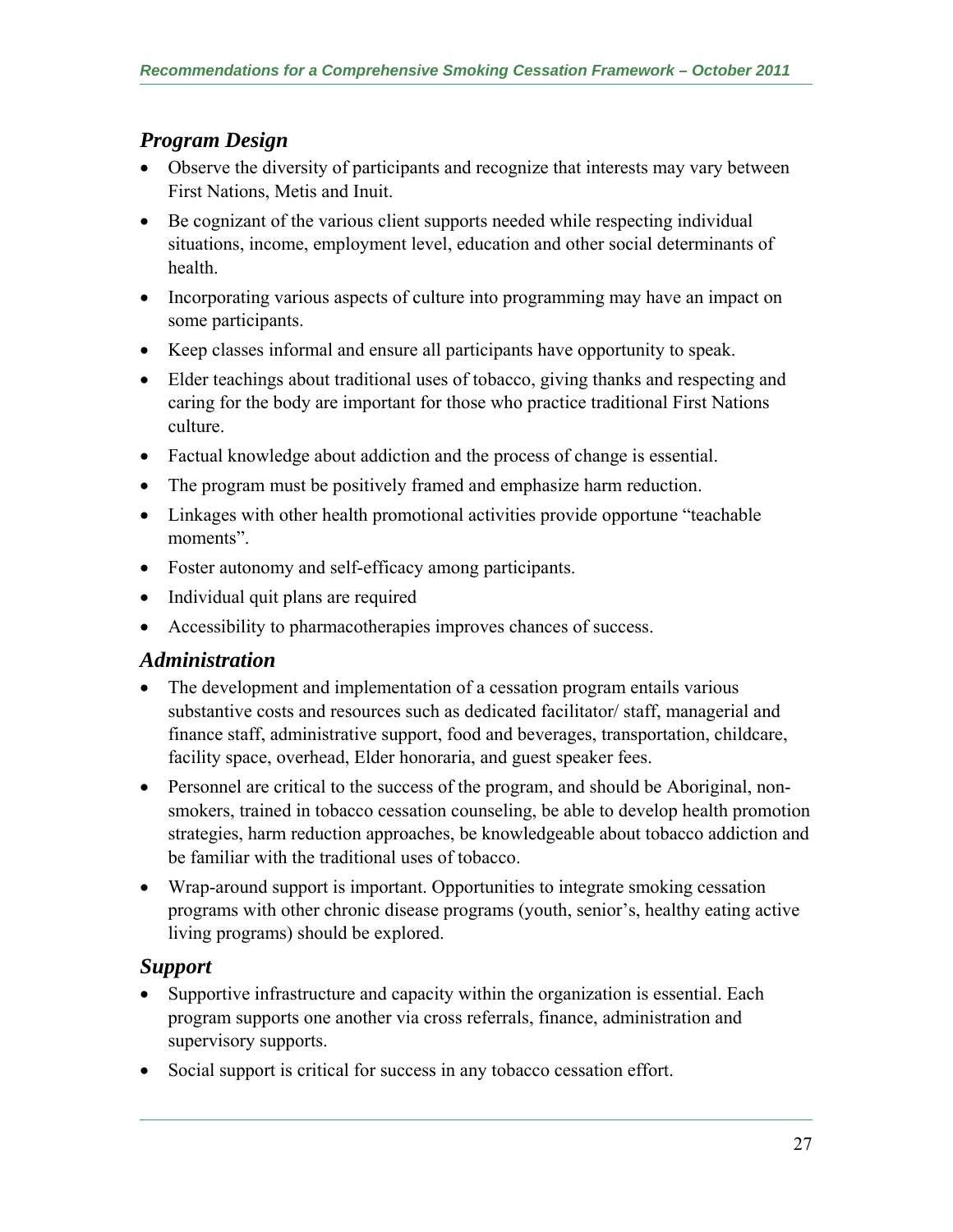### *Program Design*

- Observe the diversity of participants and recognize that interests may vary between First Nations, Metis and Inuit.
- Be cognizant of the various client supports needed while respecting individual situations, income, employment level, education and other social determinants of health.
- Incorporating various aspects of culture into programming may have an impact on some participants.
- Keep classes informal and ensure all participants have opportunity to speak.
- Elder teachings about traditional uses of tobacco, giving thanks and respecting and caring for the body are important for those who practice traditional First Nations culture.
- Factual knowledge about addiction and the process of change is essential.
- The program must be positively framed and emphasize harm reduction.
- Linkages with other health promotional activities provide opportune "teachable moments".
- Foster autonomy and self-efficacy among participants.
- Individual quit plans are required
- Accessibility to pharmacotherapies improves chances of success.

### *Administration*

- The development and implementation of a cessation program entails various substantive costs and resources such as dedicated facilitator/ staff, managerial and finance staff, administrative support, food and beverages, transportation, childcare, facility space, overhead, Elder honoraria, and guest speaker fees.
- Personnel are critical to the success of the program, and should be Aboriginal, non-smokers, trained in tobacco cessation counseling, be able to develop health promotion strategies, harm reduction approaches, be knowledgeable about tobacco addiction and be familiar with the traditional uses of tobacco.
- Wrap-around support is important. Opportunities to integrate smoking cessation programs with other chronic disease programs (youth, senior's, healthy eating active living programs) should be explored.

### *Support*

- Supportive infrastructure and capacity within the organization is essential. Each program supports one another via cross referrals, finance, administration and supervisory supports.
- Social support is critical for success in any tobacco cessation effort.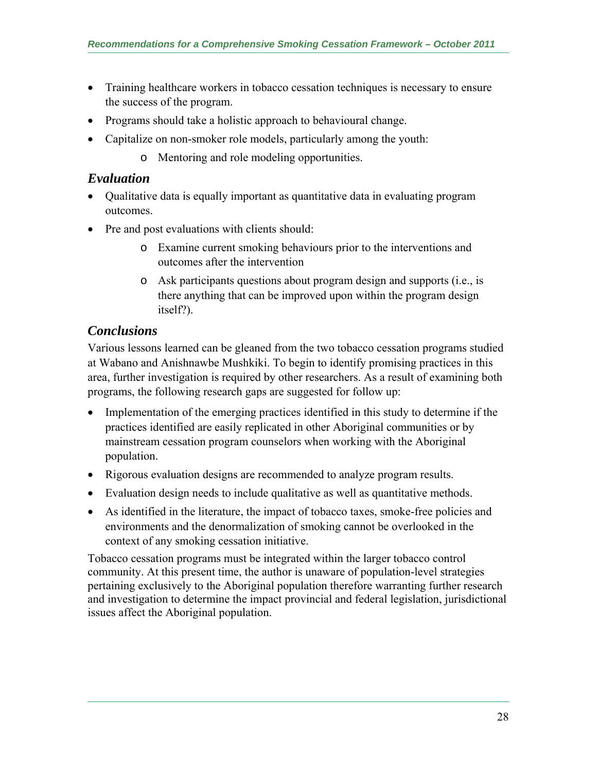- Training healthcare workers in tobacco cessation techniques is necessary to ensure the success of the program.
- Programs should take a holistic approach to behavioural change.
- Capitalize on non-smoker role models, particularly among the youth:
  - Mentoring and role modeling opportunities.

### *Evaluation*

- Qualitative data is equally important as quantitative data in evaluating program outcomes.
- Pre and post evaluations with clients should:
  - Examine current smoking behaviours prior to the interventions and outcomes after the intervention
  - Ask participants questions about program design and supports (i.e., is there anything that can be improved upon within the program design itself?).

### *Conclusions*

Various lessons learned can be gleaned from the two tobacco cessation programs studied at Wabano and Anishnawbe Mushkiki. To begin to identify promising practices in this area, further investigation is required by other researchers. As a result of examining both programs, the following research gaps are suggested for follow up:

- Implementation of the emerging practices identified in this study to determine if the practices identified are easily replicated in other Aboriginal communities or by mainstream cessation program counselors when working with the Aboriginal population.
- Rigorous evaluation designs are recommended to analyze program results.
- Evaluation design needs to include qualitative as well as quantitative methods.
- As identified in the literature, the impact of tobacco taxes, smoke-free policies and environments and the denormalization of smoking cannot be overlooked in the context of any smoking cessation initiative.

Tobacco cessation programs must be integrated within the larger tobacco control community. At this present time, the author is unaware of population-level strategies pertaining exclusively to the Aboriginal population therefore warranting further research and investigation to determine the impact provincial and federal legislation, jurisdictional issues affect the Aboriginal population.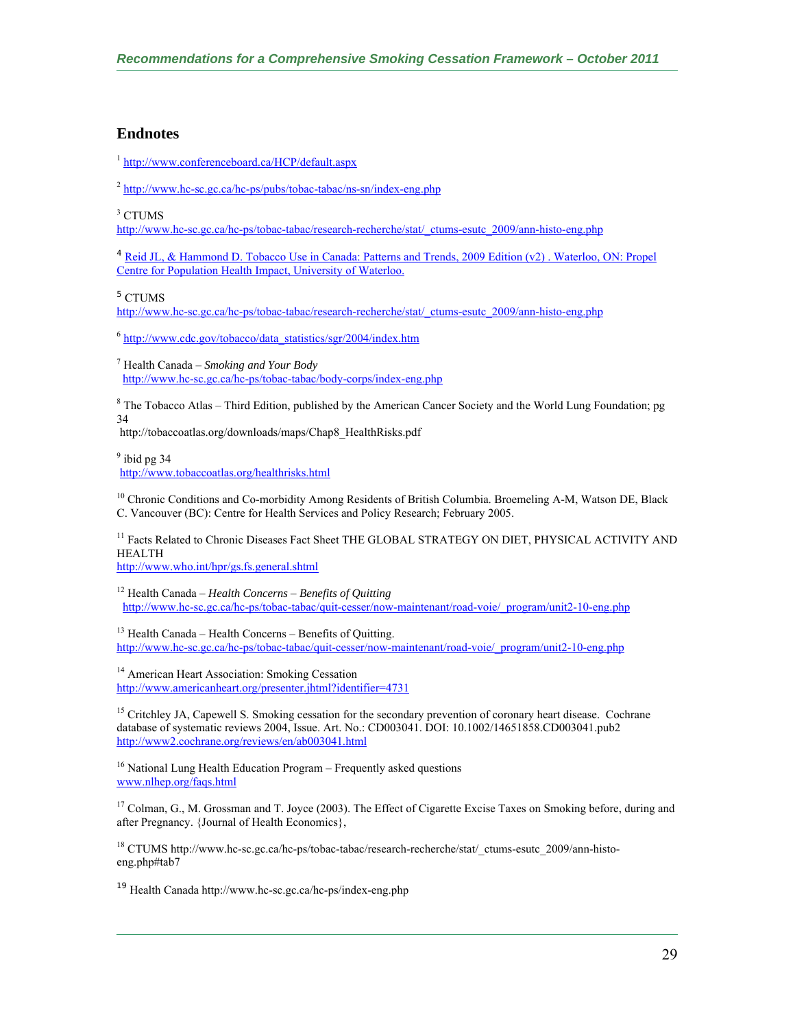## Endnotes

[1] http://www.conferenceboard.ca/HCP/default.aspx

[2] http://www.hc-sc.gc.ca/hc-ps/pubs/tobac-tabac/ns-sn/index-eng.php

[3] CTUMS
http://www.hc-sc.gc.ca/hc-ps/tobac-tabac/research-recherche/stat/_ctums-esutc_2009/ann-histo-eng.php

[4] Reid JL, & Hammond D. Tobacco Use in Canada: Patterns and Trends, 2009 Edition (v2) . Waterloo, ON: Propel Centre for Population Health Impact, University of Waterloo.

[5] CTUMS
http://www.hc-sc.gc.ca/hc-ps/tobac-tabac/research-recherche/stat/_ctums-esutc_2009/ann-histo-eng.php

[6] http://www.cdc.gov/tobacco/data_statistics/sgr/2004/index.htm

[7] Health Canada – *Smoking and Your Body*
http://www.hc-sc.gc.ca/hc-ps/tobac-tabac/body-corps/index-eng.php

[8] The Tobacco Atlas – Third Edition, published by the American Cancer Society and the World Lung Foundation; pg 34
http://tobaccoatlas.org/downloads/maps/Chap8_HealthRisks.pdf

[9] ibid pg 34
http://www.tobaccoatlas.org/healthrisks.html

[10] Chronic Conditions and Co-morbidity Among Residents of British Columbia. Broemeling A-M, Watson DE, Black C. Vancouver (BC): Centre for Health Services and Policy Research; February 2005.

[11] Facts Related to Chronic Diseases Fact Sheet THE GLOBAL STRATEGY ON DIET, PHYSICAL ACTIVITY AND HEALTH
http://www.who.int/hpr/gs.fs.general.shtml

[12] Health Canada – *Health Concerns – Benefits of Quitting*
http://www.hc-sc.gc.ca/hc-ps/tobac-tabac/quit-cesser/now-maintenant/road-voie/_program/unit2-10-eng.php

[13] Health Canada – Health Concerns – Benefits of Quitting.
http://www.hc-sc.gc.ca/hc-ps/tobac-tabac/quit-cesser/now-maintenant/road-voie/_program/unit2-10-eng.php

[14] American Heart Association: Smoking Cessation
http://www.americanheart.org/presenter.jhtml?identifier=4731

[15] Critchley JA, Capewell S. Smoking cessation for the secondary prevention of coronary heart disease. Cochrane database of systematic reviews 2004, Issue. Art. No.: CD003041. DOI: 10.1002/14651858.CD003041.pub2
http://www2.cochrane.org/reviews/en/ab003041.html

[16] National Lung Health Education Program – Frequently asked questions
www.nlhep.org/faqs.html

[17] Colman, G., M. Grossman and T. Joyce (2003). The Effect of Cigarette Excise Taxes on Smoking before, during and after Pregnancy. {Journal of Health Economics},

[18] CTUMS http://www.hc-sc.gc.ca/hc-ps/tobac-tabac/research-recherche/stat/_ctums-esutc_2009/ann-histo-eng.php#tab7

[19] Health Canada http://www.hc-sc.gc.ca/hc-ps/index-eng.php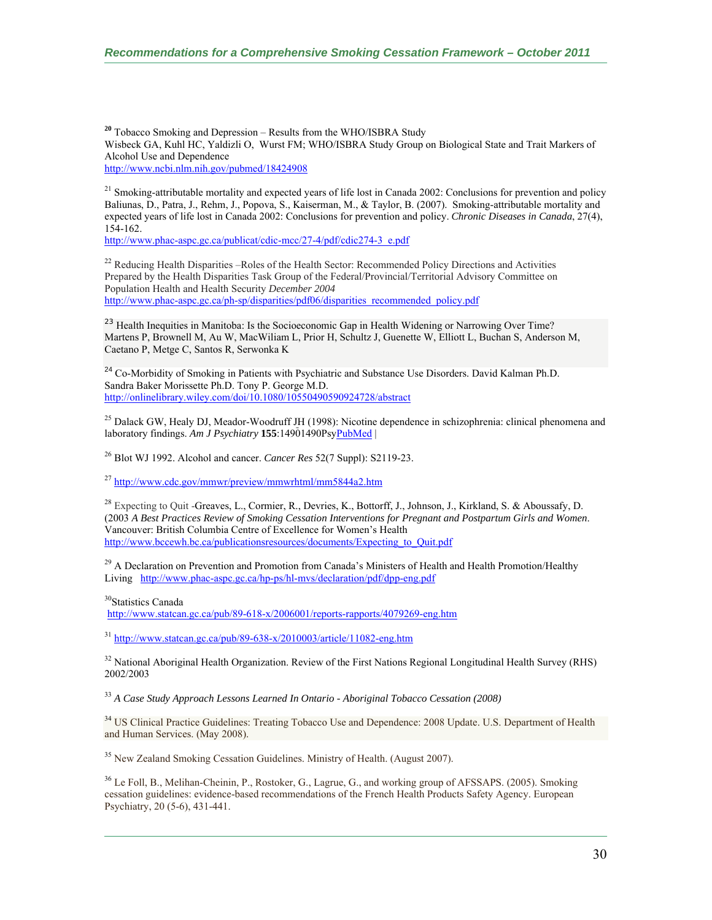[20] Tobacco Smoking and Depression – Results from the WHO/ISBRA Study
Wisbeck GA, Kuhl HC, Yaldizli O, Wurst FM; WHO/ISBRA Study Group on Biological State and Trait Markers of Alcohol Use and Dependence
http://www.ncbi.nlm.nih.gov/pubmed/18424908

[21] Smoking-attributable mortality and expected years of life lost in Canada 2002: Conclusions for prevention and policy
Baliunas, D., Patra, J., Rehm, J., Popova, S., Kaiserman, M., & Taylor, B. (2007). Smoking-attributable mortality and expected years of life lost in Canada 2002: Conclusions for prevention and policy. *Chronic Diseases in Canada*, 27(4), 154-162.
http://www.phac-aspc.gc.ca/publicat/cdic-mcc/27-4/pdf/cdic274-3_e.pdf

[22] Reducing Health Disparities –Roles of the Health Sector: Recommended Policy Directions and Activities
Prepared by the Health Disparities Task Group of the Federal/Provincial/Territorial Advisory Committee on Population Health and Health Security *December 2004*
http://www.phac-aspc.gc.ca/ph-sp/disparities/pdf06/disparities_recommended_policy.pdf

[23] Health Inequities in Manitoba: Is the Socioeconomic Gap in Health Widening or Narrowing Over Time?
Martens P, Brownell M, Au W, MacWiliam L, Prior H, Schultz J, Guenette W, Elliott L, Buchan S, Anderson M, Caetano P, Metge C, Santos R, Serwonka K

[24] Co-Morbidity of Smoking in Patients with Psychiatric and Substance Use Disorders. David Kalman Ph.D. Sandra Baker Morissette Ph.D. Tony P. George M.D.
http://onlinelibrary.wiley.com/doi/10.1080/10550490590924728/abstract

[25] Dalack GW, Healy DJ, Meador-Woodruff JH (1998): Nicotine dependence in schizophrenia: clinical phenomena and laboratory findings. *Am J Psychiatry* **155**:14901490PsyPubMed |

[26] Blot WJ 1992. Alcohol and cancer. *Cancer Res* 52(7 Suppl): S2119-23.

[27] http://www.cdc.gov/mmwr/preview/mmwrhtml/mm5844a2.htm

[28] Expecting to Quit -Greaves, L., Cormier, R., Devries, K., Bottorff, J., Johnson, J., Kirkland, S. & Aboussafy, D. (2003 *A Best Practices Review of Smoking Cessation Interventions for Pregnant and Postpartum Girls and Women*. Vancouver: British Columbia Centre of Excellence for Women's Health
http://www.bccewh.bc.ca/publicationsresources/documents/Expecting_to_Quit.pdf

[29] A Declaration on Prevention and Promotion from Canada's Ministers of Health and Health Promotion/Healthy Living http://www.phac-aspc.gc.ca/hp-ps/hl-mvs/declaration/pdf/dpp-eng.pdf

[30] Statistics Canada
http://www.statcan.gc.ca/pub/89-618-x/2006001/reports-rapports/4079269-eng.htm

[31] http://www.statcan.gc.ca/pub/89-638-x/2010003/article/11082-eng.htm

[32] National Aboriginal Health Organization. Review of the First Nations Regional Longitudinal Health Survey (RHS) 2002/2003

[33] *A Case Study Approach Lessons Learned In Ontario - Aboriginal Tobacco Cessation (2008)*

[34] US Clinical Practice Guidelines: Treating Tobacco Use and Dependence: 2008 Update. U.S. Department of Health and Human Services. (May 2008).

[35] New Zealand Smoking Cessation Guidelines. Ministry of Health. (August 2007).

[36] Le Foll, B., Melihan-Cheinin, P., Rostoker, G., Lagrue, G., and working group of AFSSAPS. (2005). Smoking cessation guidelines: evidence-based recommendations of the French Health Products Safety Agency. European Psychiatry, 20 (5-6), 431-441.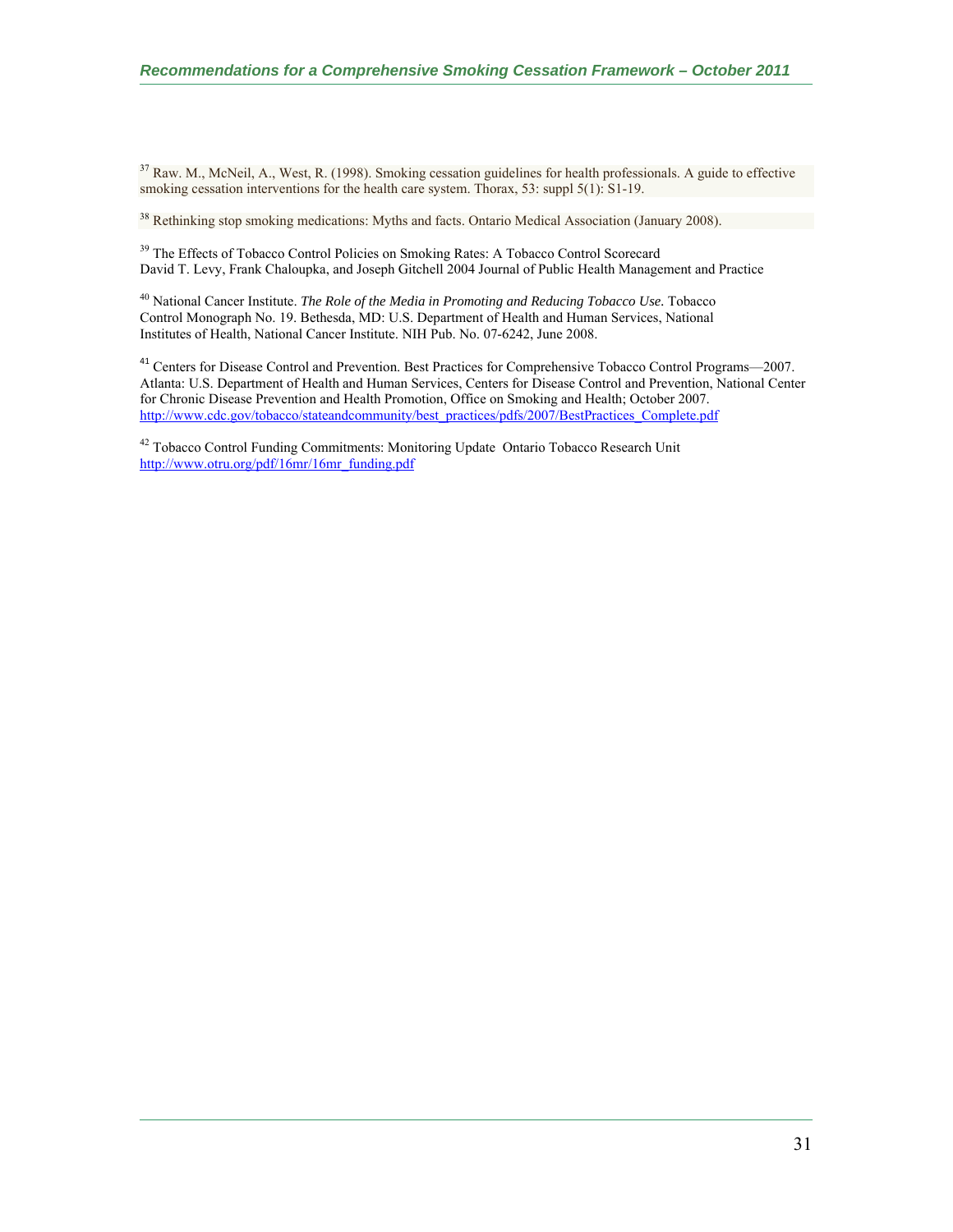[37] Raw. M., McNeil, A., West, R. (1998). Smoking cessation guidelines for health professionals. A guide to effective smoking cessation interventions for the health care system. Thorax, 53: suppl 5(1): S1-19.

[38] Rethinking stop smoking medications: Myths and facts. Ontario Medical Association (January 2008).

[39] The Effects of Tobacco Control Policies on Smoking Rates: A Tobacco Control Scorecard
David T. Levy, Frank Chaloupka, and Joseph Gitchell 2004 Journal of Public Health Management and Practice

[40] National Cancer Institute. *The Role of the Media in Promoting and Reducing Tobacco Use.* Tobacco Control Monograph No. 19. Bethesda, MD: U.S. Department of Health and Human Services, National Institutes of Health, National Cancer Institute. NIH Pub. No. 07-6242, June 2008.

[41] Centers for Disease Control and Prevention. Best Practices for Comprehensive Tobacco Control Programs—2007. Atlanta: U.S. Department of Health and Human Services, Centers for Disease Control and Prevention, National Center for Chronic Disease Prevention and Health Promotion, Office on Smoking and Health; October 2007.
http://www.cdc.gov/tobacco/stateandcommunity/best_practices/pdfs/2007/BestPractices_Complete.pdf

[42] Tobacco Control Funding Commitments: Monitoring Update Ontario Tobacco Research Unit
http://www.otru.org/pdf/16mr/16mr_funding.pdf